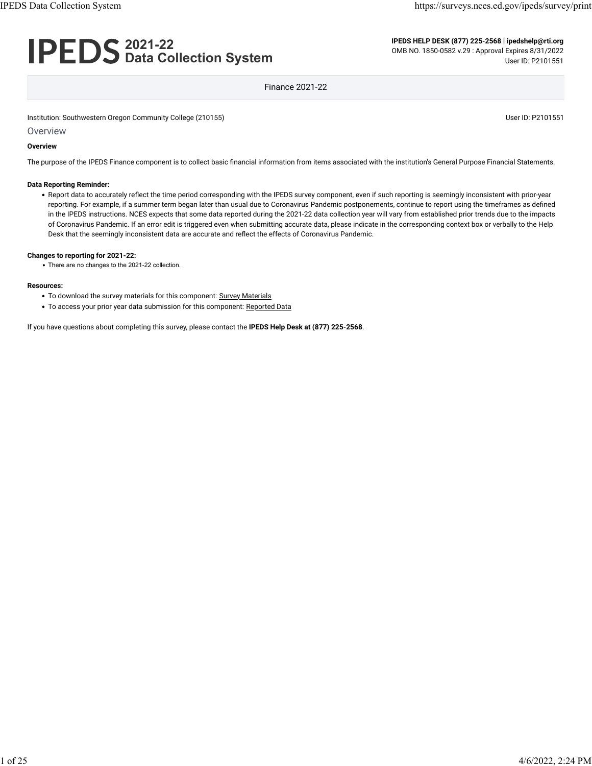# IPEDS 2021-22 Data Collection System

**IPEDS HELP DESK (877) 225-2568 | ipedshelp@rti.org**
OMB NO. 1850-0582 v.29 : Approval Expires 8/31/2022
User ID: P2101551

Finance 2021-22

Institution: Southwestern Oregon Community College (210155)

User ID: P2101551

## Overview

**Overview**

The purpose of the IPEDS Finance component is to collect basic financial information from items associated with the institution's General Purpose Financial Statements.

**Data Reporting Reminder:**

- Report data to accurately reflect the time period corresponding with the IPEDS survey component, even if such reporting is seemingly inconsistent with prior-year reporting. For example, if a summer term began later than usual due to Coronavirus Pandemic postponements, continue to report using the timeframes as defined in the IPEDS instructions. NCES expects that some data reported during the 2021-22 data collection year will vary from established prior trends due to the impacts of Coronavirus Pandemic. If an error edit is triggered even when submitting accurate data, please indicate in the corresponding context box or verbally to the Help Desk that the seemingly inconsistent data are accurate and reflect the effects of Coronavirus Pandemic.

**Changes to reporting for 2021-22:**

- There are no changes to the 2021-22 collection.

**Resources:**

- To download the survey materials for this component: Survey Materials
- To access your prior year data submission for this component: Reported Data

If you have questions about completing this survey, please contact the **IPEDS Help Desk at (877) 225-2568**.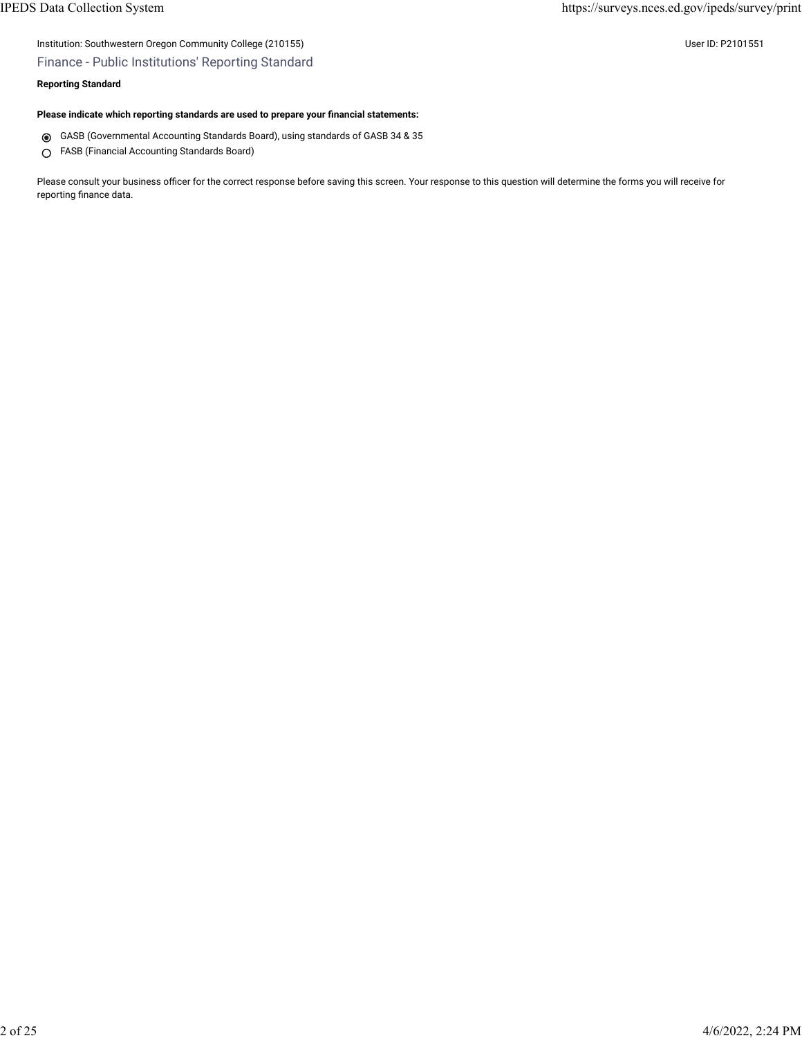Institution: Southwestern Oregon Community College (210155)

User ID: P2101551

## Finance - Public Institutions' Reporting Standard

**Reporting Standard**

**Please indicate which reporting standards are used to prepare your financial statements:**

- (●) GASB (Governmental Accounting Standards Board), using standards of GASB 34 & 35
- ( ) FASB (Financial Accounting Standards Board)

Please consult your business officer for the correct response before saving this screen. Your response to this question will determine the forms you will receive for reporting finance data.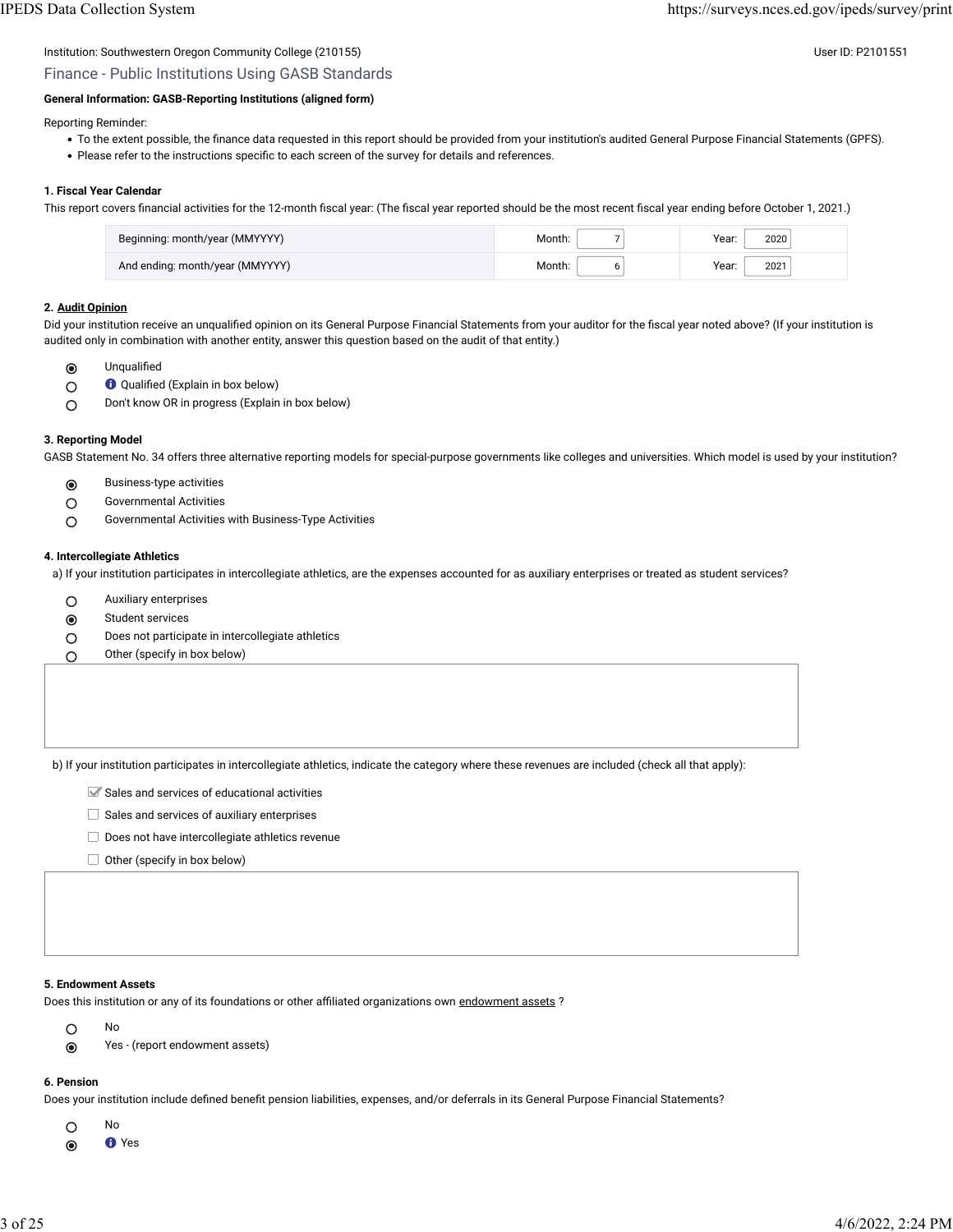Institution: Southwestern Oregon Community College (210155)

User ID: P2101551

## Finance - Public Institutions Using GASB Standards

**General Information: GASB-Reporting Institutions (aligned form)**

Reporting Reminder:

- To the extent possible, the finance data requested in this report should be provided from your institution's audited General Purpose Financial Statements (GPFS).
- Please refer to the instructions specific to each screen of the survey for details and references.

**1. Fiscal Year Calendar**

This report covers financial activities for the 12-month fiscal year: (The fiscal year reported should be the most recent fiscal year ending before October 1, 2021.)

| | Month | Year |
|---|---|---|
| Beginning: month/year (MMYYYY) | 7 | 2020 |
| And ending: month/year (MMYYYY) | 6 | 2021 |

**2. Audit Opinion**

Did your institution receive an unqualified opinion on its General Purpose Financial Statements from your auditor for the fiscal year noted above? (If your institution is audited only in combination with another entity, answer this question based on the audit of that entity.)

- (●) Unqualified
- ( ) Qualified (Explain in box below)
- ( ) Don't know OR in progress (Explain in box below)

**3. Reporting Model**

GASB Statement No. 34 offers three alternative reporting models for special-purpose governments like colleges and universities. Which model is used by your institution?

- (●) Business-type activities
- ( ) Governmental Activities
- ( ) Governmental Activities with Business-Type Activities

**4. Intercollegiate Athletics**

a) If your institution participates in intercollegiate athletics, are the expenses accounted for as auxiliary enterprises or treated as student services?

- ( ) Auxiliary enterprises
- (●) Student services
- ( ) Does not participate in intercollegiate athletics
- ( ) Other (specify in box below)

b) If your institution participates in intercollegiate athletics, indicate the category where these revenues are included (check all that apply):

- [x] Sales and services of educational activities
- [ ] Sales and services of auxiliary enterprises
- [ ] Does not have intercollegiate athletics revenue
- [ ] Other (specify in box below)

**5. Endowment Assets**

Does this institution or any of its foundations or other affiliated organizations own endowment assets ?

- ( ) No
- (●) Yes - (report endowment assets)

**6. Pension**

Does your institution include defined benefit pension liabilities, expenses, and/or deferrals in its General Purpose Financial Statements?

- ( ) No
- (●) Yes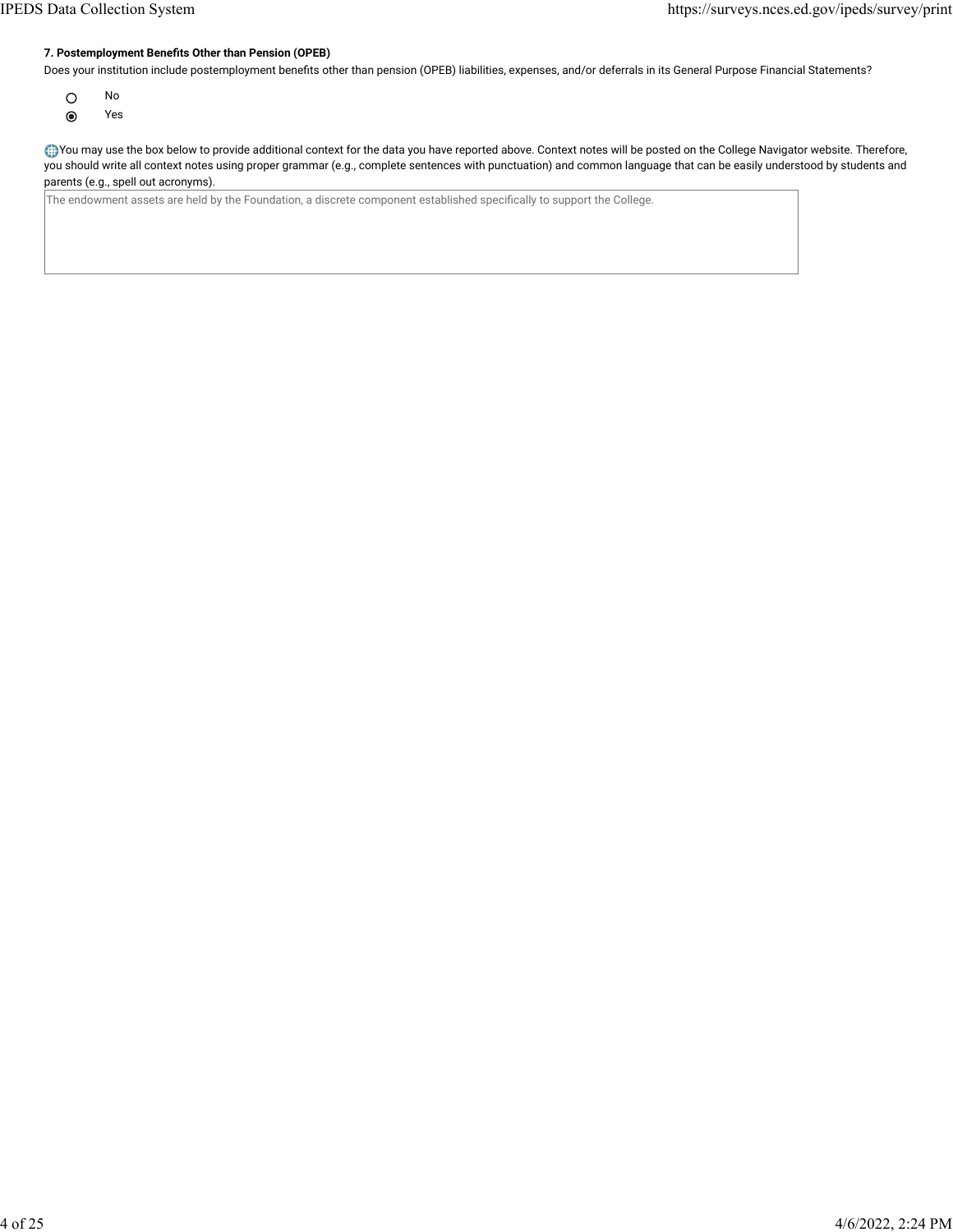**7. Postemployment Benefits Other than Pension (OPEB)**

Does your institution include postemployment benefits other than pension (OPEB) liabilities, expenses, and/or deferrals in its General Purpose Financial Statements?

- ○ No
- ◉ Yes

You may use the box below to provide additional context for the data you have reported above. Context notes will be posted on the College Navigator website. Therefore, you should write all context notes using proper grammar (e.g., complete sentences with punctuation) and common language that can be easily understood by students and parents (e.g., spell out acronyms).

| The endowment assets are held by the Foundation, a discrete component established specifically to support the College. |
|---|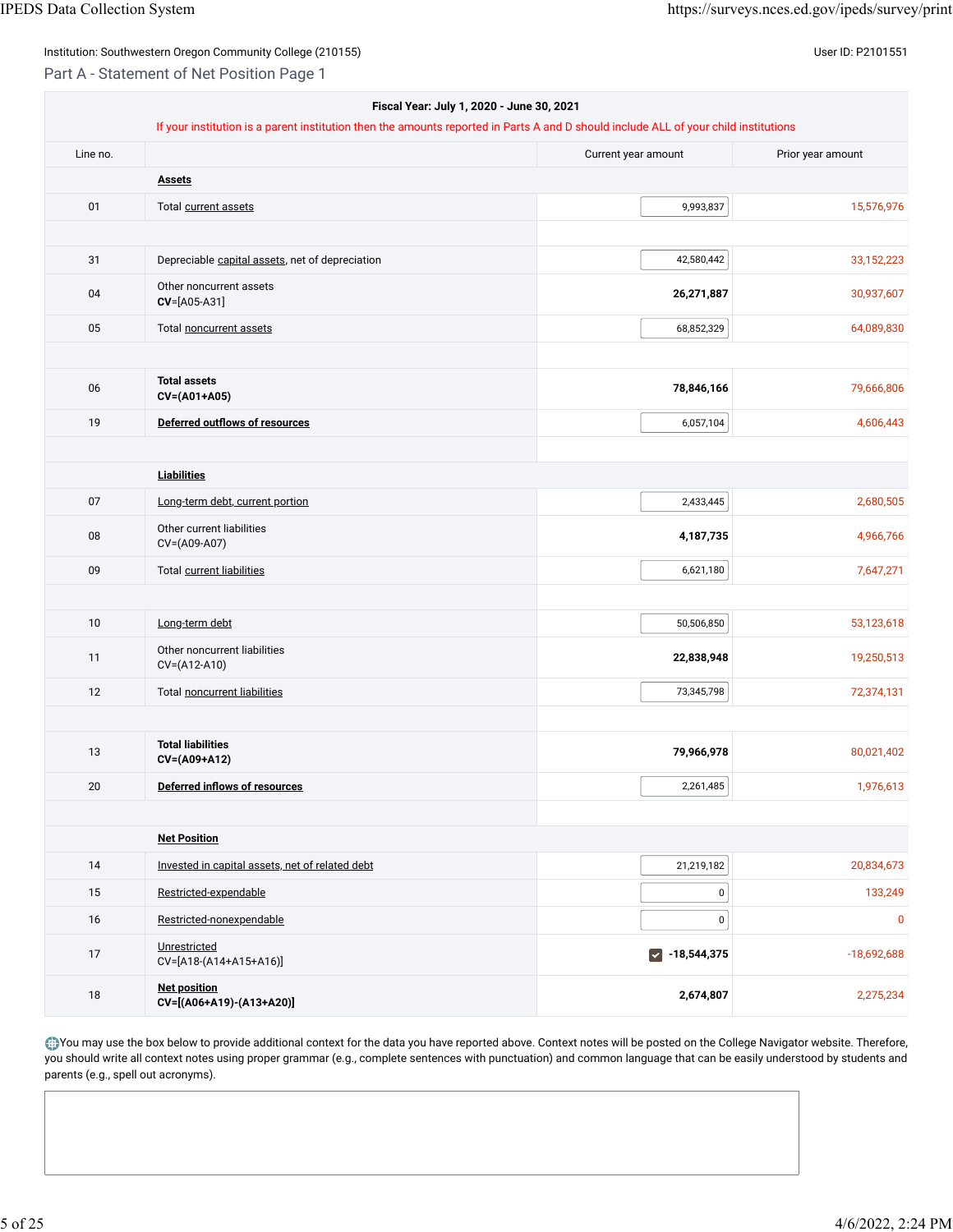Institution: Southwestern Oregon Community College (210155)

User ID: P2101551

## Part A - Statement of Net Position Page 1

**Fiscal Year: July 1, 2020 - June 30, 2021**

If your institution is a parent institution then the amounts reported in Parts A and D should include ALL of your child institutions

| Line no. | | Current year amount | Prior year amount |
|---|---|---|---|
| | **Assets** | | |
| 01 | Total current assets | 9,993,837 | 15,576,976 |
| | | | |
| 31 | Depreciable capital assets, net of depreciation | 42,580,442 | 33,152,223 |
| 04 | Other noncurrent assets CV=[A05-A31] | **26,271,887** | 30,937,607 |
| 05 | Total noncurrent assets | 68,852,329 | 64,089,830 |
| | | | |
| 06 | **Total assets CV=(A01+A05)** | **78,846,166** | 79,666,806 |
| 19 | **Deferred outflows of resources** | 6,057,104 | 4,606,443 |
| | | | |
| | **Liabilities** | | |
| 07 | Long-term debt, current portion | 2,433,445 | 2,680,505 |
| 08 | Other current liabilities CV=(A09-A07) | **4,187,735** | 4,966,766 |
| 09 | Total current liabilities | 6,621,180 | 7,647,271 |
| | | | |
| 10 | Long-term debt | 50,506,850 | 53,123,618 |
| 11 | Other noncurrent liabilities CV=(A12-A10) | **22,838,948** | 19,250,513 |
| 12 | Total noncurrent liabilities | 73,345,798 | 72,374,131 |
| | | | |
| 13 | **Total liabilities CV=(A09+A12)** | **79,966,978** | 80,021,402 |
| 20 | **Deferred inflows of resources** | 2,261,485 | 1,976,613 |
| | | | |
| | **Net Position** | | |
| 14 | Invested in capital assets, net of related debt | 21,219,182 | 20,834,673 |
| 15 | Restricted-expendable | 0 | 133,249 |
| 16 | Restricted-nonexpendable | 0 | 0 |
| 17 | Unrestricted CV=[A18-(A14+A15+A16)] | ☑ **-18,544,375** | -18,692,688 |
| 18 | **Net position CV=[(A06+A19)-(A13+A20)]** | **2,674,807** | 2,275,234 |

You may use the box below to provide additional context for the data you have reported above. Context notes will be posted on the College Navigator website. Therefore, you should write all context notes using proper grammar (e.g., complete sentences with punctuation) and common language that can be easily understood by students and parents (e.g., spell out acronyms).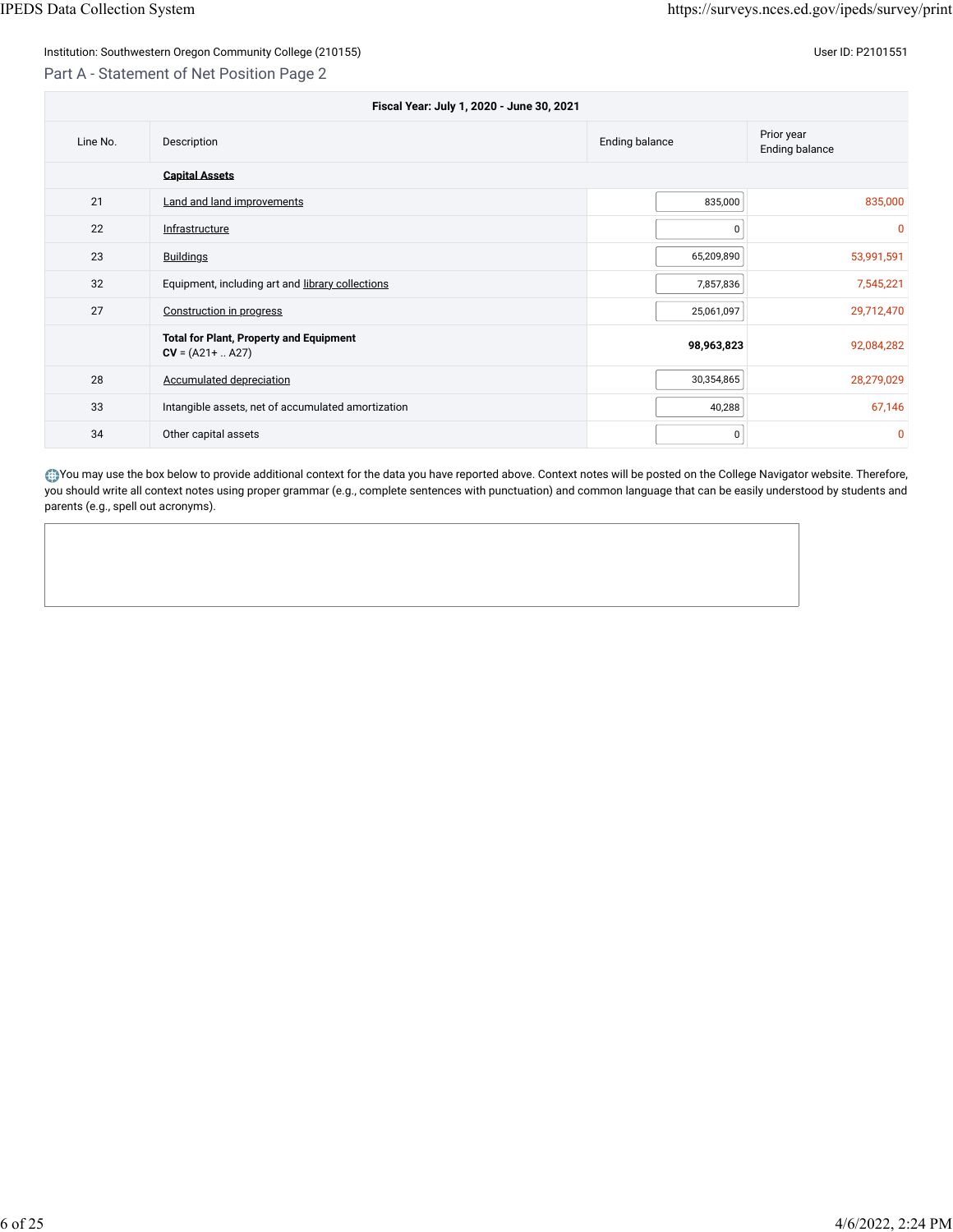Institution: Southwestern Oregon Community College (210155)

User ID: P2101551

## Part A - Statement of Net Position Page 2

| Fiscal Year: July 1, 2020 - June 30, 2021 | | | |
|---|---|---|---|
| Line No. | Description | Ending balance | Prior year Ending balance |
| | **Capital Assets** | | |
| 21 | Land and land improvements | 835,000 | 835,000 |
| 22 | Infrastructure | 0 | 0 |
| 23 | Buildings | 65,209,890 | 53,991,591 |
| 32 | Equipment, including art and library collections | 7,857,836 | 7,545,221 |
| 27 | Construction in progress | 25,061,097 | 29,712,470 |
| | **Total for Plant, Property and Equipment** **CV** = (A21+ .. A27) | **98,963,823** | 92,084,282 |
| 28 | Accumulated depreciation | 30,354,865 | 28,279,029 |
| 33 | Intangible assets, net of accumulated amortization | 40,288 | 67,146 |
| 34 | Other capital assets | 0 | 0 |

You may use the box below to provide additional context for the data you have reported above. Context notes will be posted on the College Navigator website. Therefore, you should write all context notes using proper grammar (e.g., complete sentences with punctuation) and common language that can be easily understood by students and parents (e.g., spell out acronyms).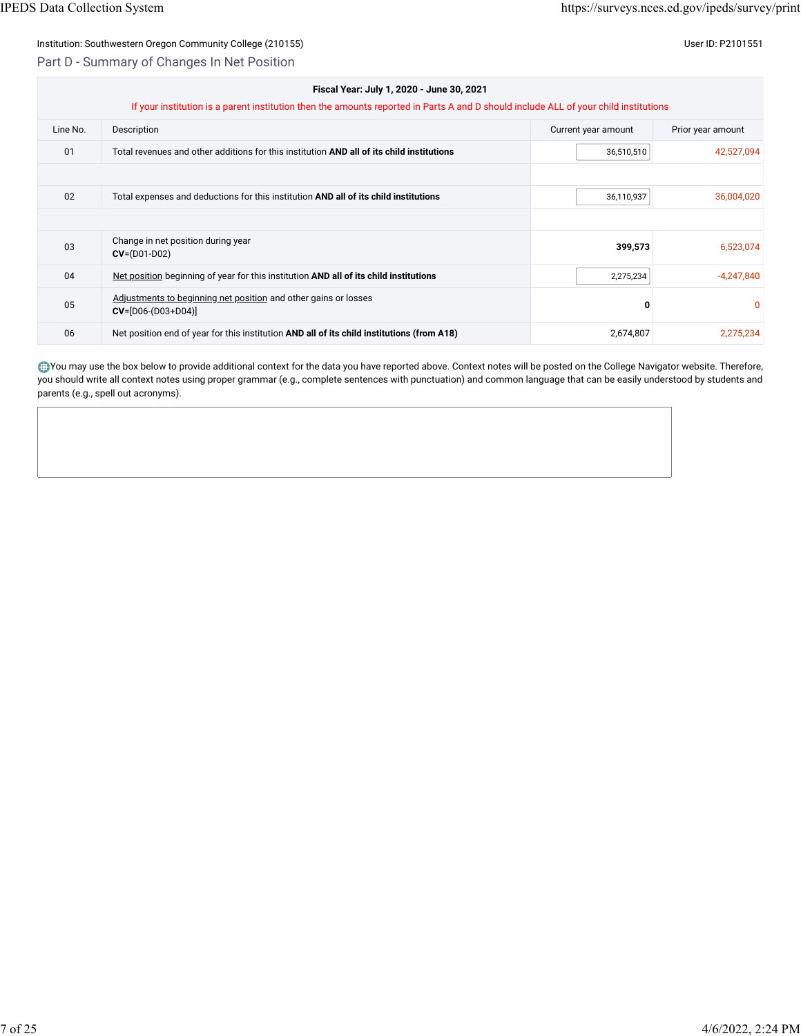Institution: Southwestern Oregon Community College (210155)

User ID: P2101551

## Part D - Summary of Changes In Net Position

**Fiscal Year: July 1, 2020 - June 30, 2021**

If your institution is a parent institution then the amounts reported in Parts A and D should include ALL of your child institutions

| Line No. | Description | Current year amount | Prior year amount |
|---|---|---|---|
| 01 | Total revenues and other additions for this institution **AND all of its child institutions** | 36,510,510 | 42,527,094 |
| | | | |
| 02 | Total expenses and deductions for this institution **AND all of its child institutions** | 36,110,937 | 36,004,020 |
| | | | |
| 03 | Change in net position during year **CV**=(D01-D02) | **399,573** | 6,523,074 |
| 04 | Net position beginning of year for this institution **AND all of its child institutions** | 2,275,234 | -4,247,840 |
| 05 | Adjustments to beginning net position and other gains or losses **CV**=[D06-(D03+D04)] | **0** | 0 |
| 06 | Net position end of year for this institution **AND all of its child institutions (from A18)** | 2,674,807 | 2,275,234 |

You may use the box below to provide additional context for the data you have reported above. Context notes will be posted on the College Navigator website. Therefore, you should write all context notes using proper grammar (e.g., complete sentences with punctuation) and common language that can be easily understood by students and parents (e.g., spell out acronyms).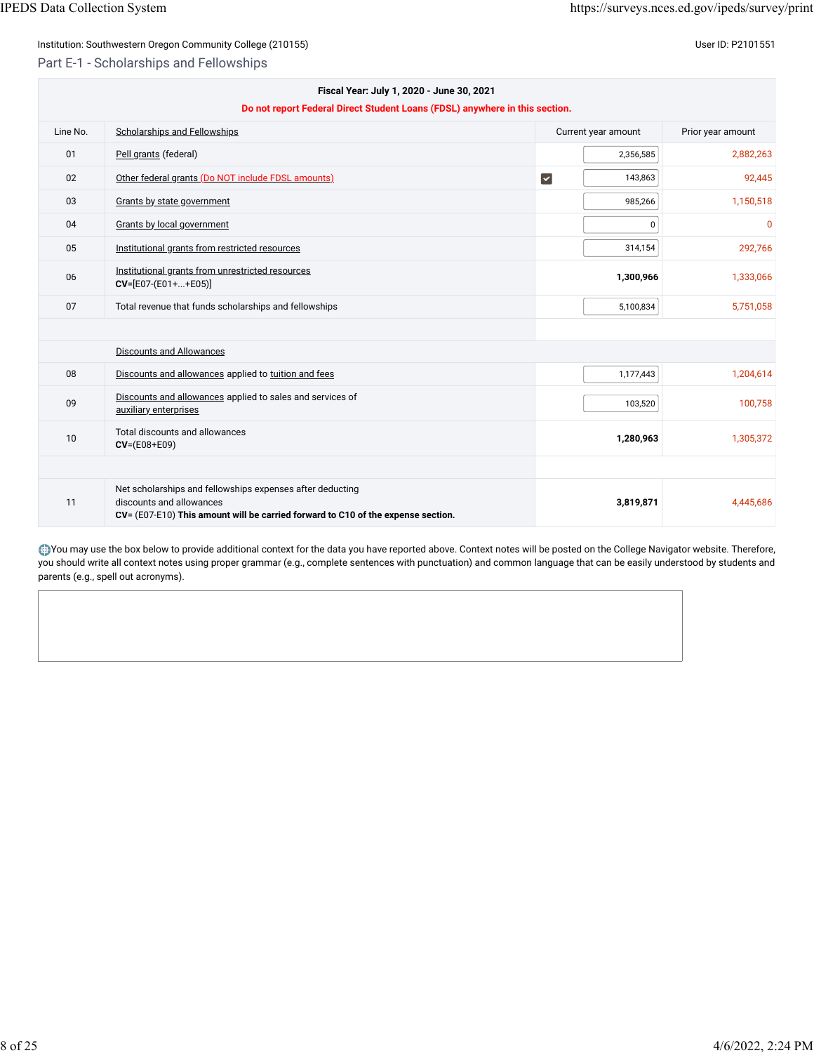Institution: Southwestern Oregon Community College (210155)

User ID: P2101551

## Part E-1 - Scholarships and Fellowships

**Fiscal Year: July 1, 2020 - June 30, 2021**

**Do not report Federal Direct Student Loans (FDSL) anywhere in this section.**

| Line No. | Scholarships and Fellowships | Current year amount | Prior year amount |
|---|---|---|---|
| 01 | Pell grants (federal) | 2,356,585 | 2,882,263 |
| 02 | Other federal grants (Do NOT include FDSL amounts) | ☑ 143,863 | 92,445 |
| 03 | Grants by state government | 985,266 | 1,150,518 |
| 04 | Grants by local government | 0 | 0 |
| 05 | Institutional grants from restricted resources | 314,154 | 292,766 |
| 06 | Institutional grants from unrestricted resources<br>**CV**=[E07-(E01+...+E05)] | **1,300,966** | 1,333,066 |
| 07 | Total revenue that funds scholarships and fellowships | 5,100,834 | 5,751,058 |
| | | | |
| | Discounts and Allowances | | |
| 08 | Discounts and allowances applied to tuition and fees | 1,177,443 | 1,204,614 |
| 09 | Discounts and allowances applied to sales and services of auxiliary enterprises | 103,520 | 100,758 |
| 10 | Total discounts and allowances<br>**CV**=(E08+E09) | **1,280,963** | 1,305,372 |
| | | | |
| 11 | Net scholarships and fellowships expenses after deducting discounts and allowances<br>**CV**= (E07-E10) **This amount will be carried forward to C10 of the expense section.** | **3,819,871** | 4,445,686 |

You may use the box below to provide additional context for the data you have reported above. Context notes will be posted on the College Navigator website. Therefore, you should write all context notes using proper grammar (e.g., complete sentences with punctuation) and common language that can be easily understood by students and parents (e.g., spell out acronyms).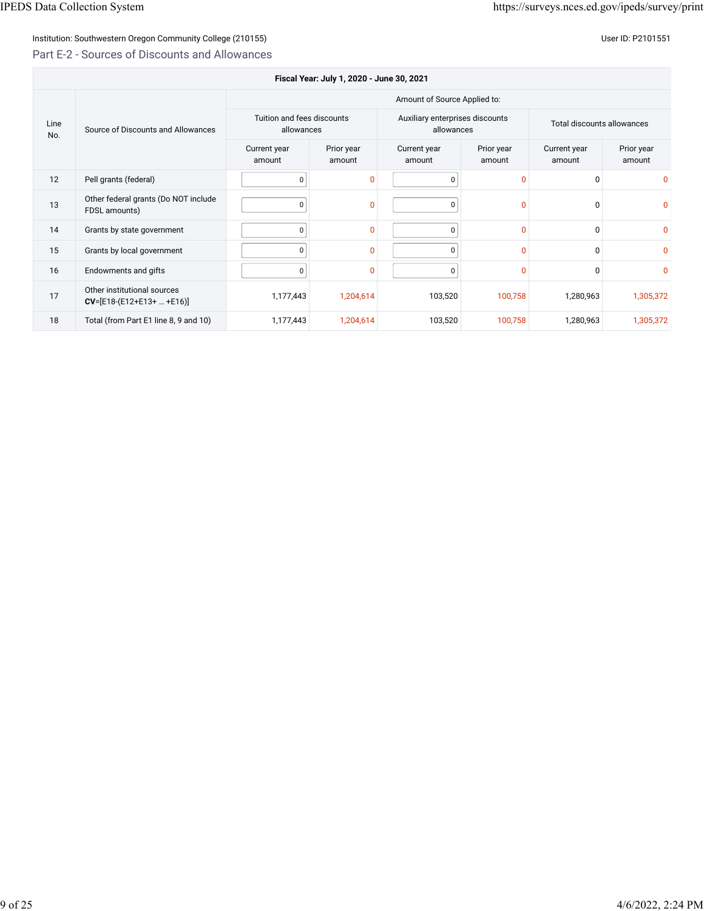Institution: Southwestern Oregon Community College (210155)

User ID: P2101551

## Part E-2 - Sources of Discounts and Allowances

| Fiscal Year: July 1, 2020 - June 30, 2021 | | | | | | | |
|---|---|---|---|---|---|---|---|
| Line No. | Source of Discounts and Allowances | Amount of Source Applied to: | | | | | |
| | | Tuition and fees discounts allowances | | Auxiliary enterprises discounts allowances | | Total discounts allowances | |
| | | Current year amount | Prior year amount | Current year amount | Prior year amount | Current year amount | Prior year amount |
| 12 | Pell grants (federal) | 0 | 0 | 0 | 0 | 0 | 0 |
| 13 | Other federal grants (Do NOT include FDSL amounts) | 0 | 0 | 0 | 0 | 0 | 0 |
| 14 | Grants by state government | 0 | 0 | 0 | 0 | 0 | 0 |
| 15 | Grants by local government | 0 | 0 | 0 | 0 | 0 | 0 |
| 16 | Endowments and gifts | 0 | 0 | 0 | 0 | 0 | 0 |
| 17 | Other institutional sources **CV**=[E18-(E12+E13+ … +E16)] | 1,177,443 | 1,204,614 | 103,520 | 100,758 | 1,280,963 | 1,305,372 |
| 18 | Total (from Part E1 line 8, 9 and 10) | 1,177,443 | 1,204,614 | 103,520 | 100,758 | 1,280,963 | 1,305,372 |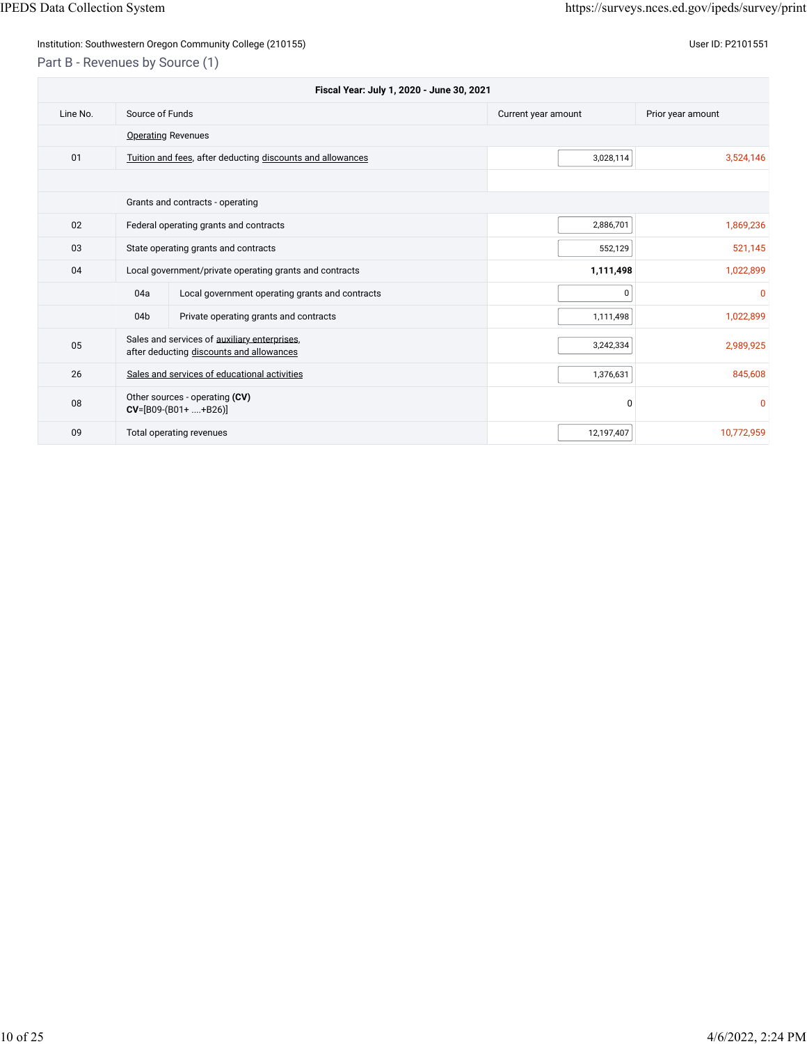Institution: Southwestern Oregon Community College (210155)

User ID: P2101551

## Part B - Revenues by Source (1)

| Fiscal Year: July 1, 2020 - June 30, 2021 | | | |
|---|---|---|---|
| Line No. | Source of Funds | Current year amount | Prior year amount |
| | Operating Revenues | | |
| 01 | Tuition and fees, after deducting discounts and allowances | 3,028,114 | 3,524,146 |
| | | | |
| | Grants and contracts - operating | | |
| 02 | Federal operating grants and contracts | 2,886,701 | 1,869,236 |
| 03 | State operating grants and contracts | 552,129 | 521,145 |
| 04 | Local government/private operating grants and contracts | **1,111,498** | 1,022,899 |
| 04a | Local government operating grants and contracts | 0 | 0 |
| 04b | Private operating grants and contracts | 1,111,498 | 1,022,899 |
| 05 | Sales and services of auxiliary enterprises, after deducting discounts and allowances | 3,242,334 | 2,989,925 |
| 26 | Sales and services of educational activities | 1,376,631 | 845,608 |
| 08 | Other sources - operating **(CV)** **CV**=[B09-(B01+ ....+B26)] | 0 | 0 |
| 09 | Total operating revenues | 12,197,407 | 10,772,959 |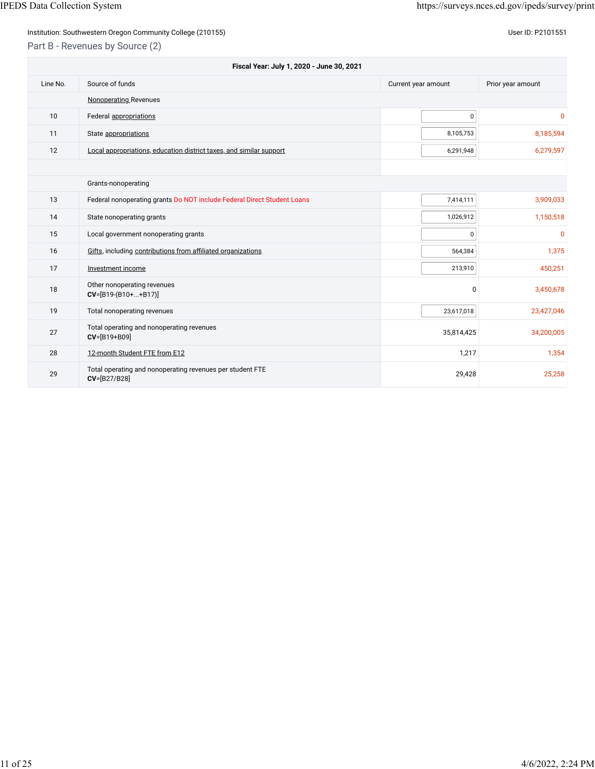Institution: Southwestern Oregon Community College (210155)

User ID: P2101551

## Part B - Revenues by Source (2)

| Fiscal Year: July 1, 2020 - June 30, 2021 | | | |
|---|---|---|---|
| Line No. | Source of funds | Current year amount | Prior year amount |
| | Nonoperating Revenues | | |
| 10 | Federal appropriations | 0 | 0 |
| 11 | State appropriations | 8,105,753 | 8,185,594 |
| 12 | Local appropriations, education district taxes, and similar support | 6,291,948 | 6,279,597 |
| | | | |
| | Grants-nonoperating | | |
| 13 | Federal nonoperating grants Do NOT include Federal Direct Student Loans | 7,414,111 | 3,909,033 |
| 14 | State nonoperating grants | 1,026,912 | 1,150,518 |
| 15 | Local government nonoperating grants | 0 | 0 |
| 16 | Gifts, including contributions from affiliated organizations | 564,384 | 1,375 |
| 17 | Investment income | 213,910 | 450,251 |
| 18 | Other nonoperating revenues **CV**=[B19-(B10+...+B17)] | 0 | 3,450,678 |
| 19 | Total nonoperating revenues | 23,617,018 | 23,427,046 |
| 27 | Total operating and nonoperating revenues **CV**=[B19+B09] | 35,814,425 | 34,200,005 |
| 28 | 12-month Student FTE from E12 | 1,217 | 1,354 |
| 29 | Total operating and nonoperating revenues per student FTE **CV**=[B27/B28] | 29,428 | 25,258 |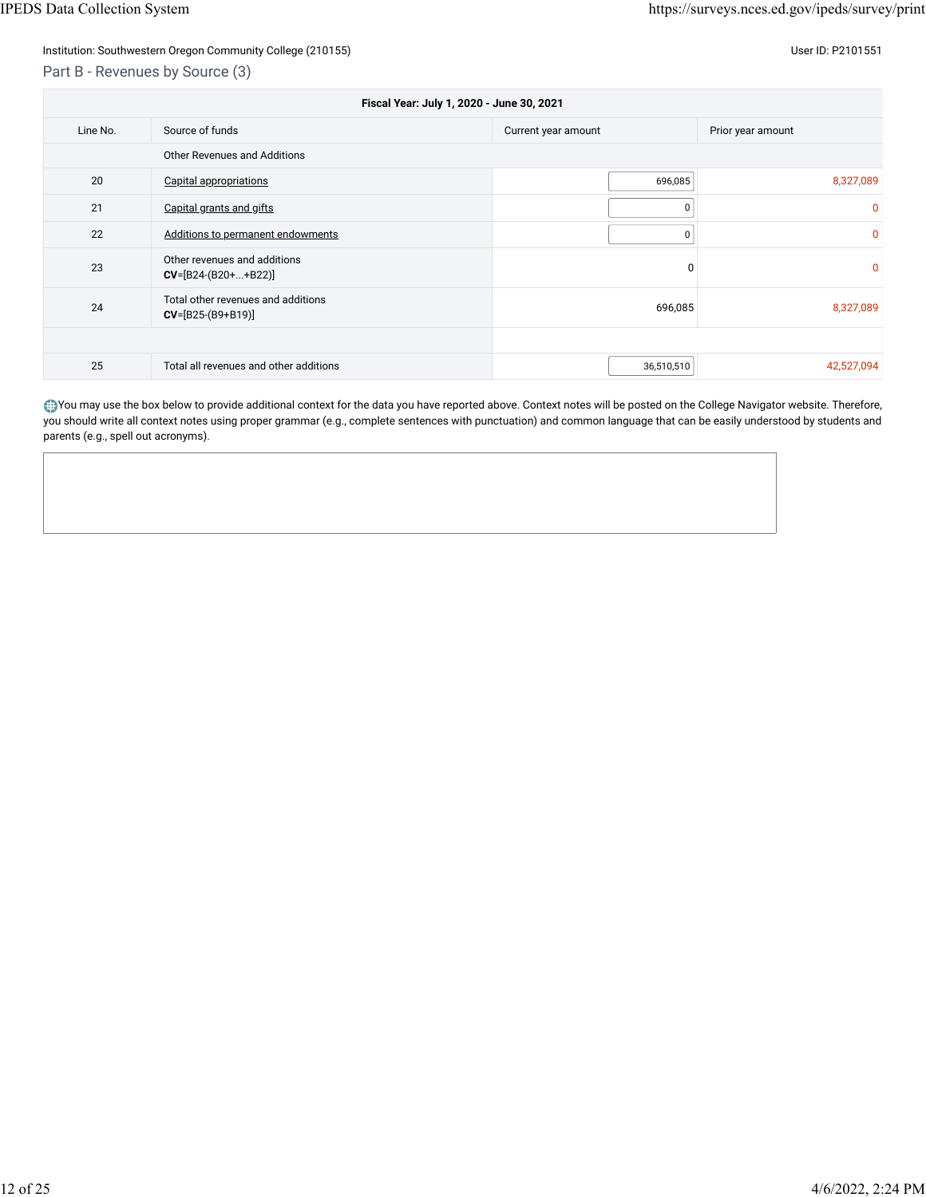Institution: Southwestern Oregon Community College (210155)

User ID: P2101551

## Part B - Revenues by Source (3)

| Fiscal Year: July 1, 2020 - June 30, 2021 | | | |
|---|---|---|---|
| Line No. | Source of funds | Current year amount | Prior year amount |
| | Other Revenues and Additions | | |
| 20 | Capital appropriations | 696,085 | 8,327,089 |
| 21 | Capital grants and gifts | 0 | 0 |
| 22 | Additions to permanent endowments | 0 | 0 |
| 23 | Other revenues and additions **CV**=[B24-(B20+...+B22)] | 0 | 0 |
| 24 | Total other revenues and additions **CV**=[B25-(B9+B19)] | 696,085 | 8,327,089 |
| | | | |
| 25 | Total all revenues and other additions | 36,510,510 | 42,527,094 |

You may use the box below to provide additional context for the data you have reported above. Context notes will be posted on the College Navigator website. Therefore, you should write all context notes using proper grammar (e.g., complete sentences with punctuation) and common language that can be easily understood by students and parents (e.g., spell out acronyms).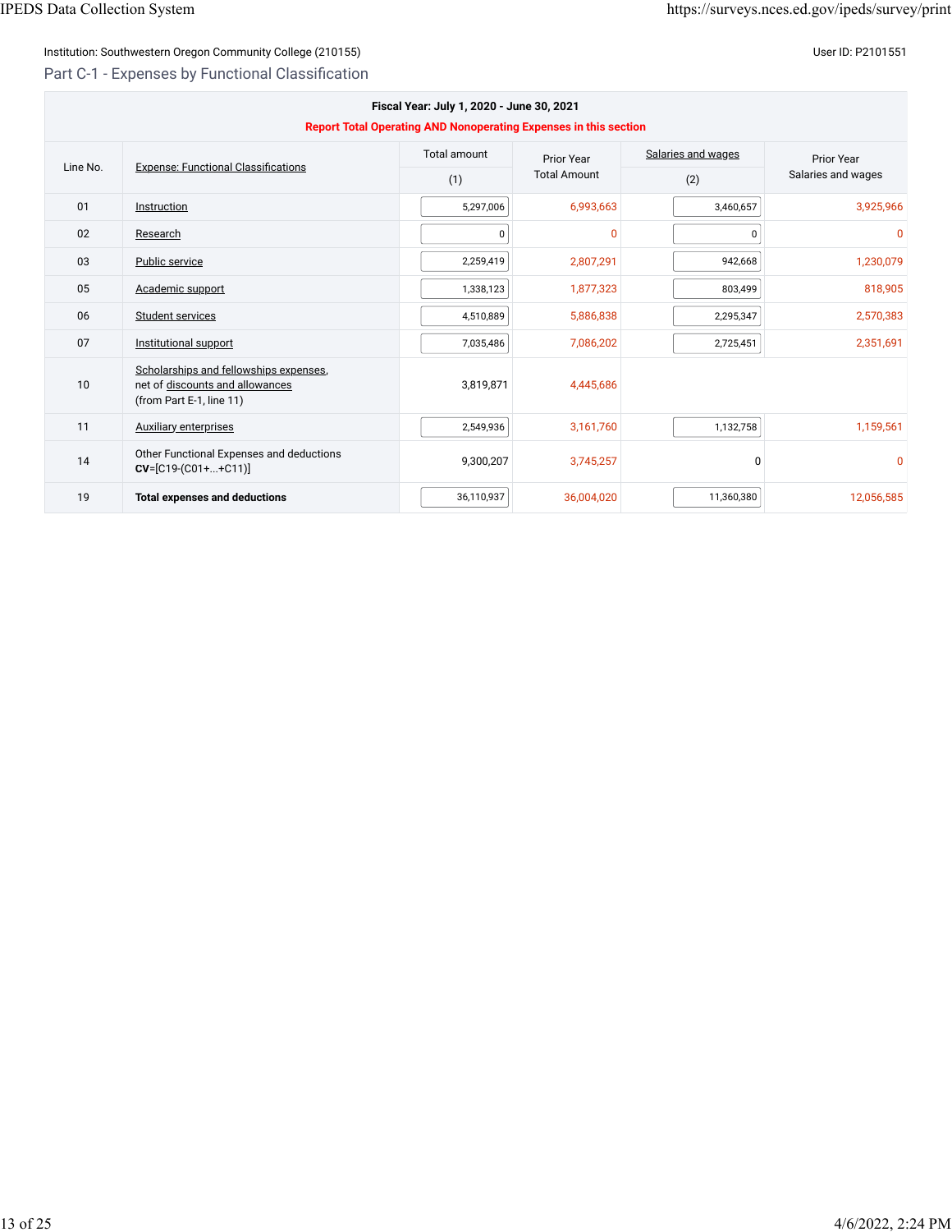Institution: Southwestern Oregon Community College (210155)

User ID: P2101551

## Part C-1 - Expenses by Functional Classification

**Fiscal Year: July 1, 2020 - June 30, 2021**

**Report Total Operating AND Nonoperating Expenses in this section**

| Line No. | Expense: Functional Classifications | Total amount (1) | Prior Year Total Amount | Salaries and wages (2) | Prior Year Salaries and wages |
|---|---|---|---|---|---|
| 01 | Instruction | 5,297,006 | 6,993,663 | 3,460,657 | 3,925,966 |
| 02 | Research | 0 | 0 | 0 | 0 |
| 03 | Public service | 2,259,419 | 2,807,291 | 942,668 | 1,230,079 |
| 05 | Academic support | 1,338,123 | 1,877,323 | 803,499 | 818,905 |
| 06 | Student services | 4,510,889 | 5,886,838 | 2,295,347 | 2,570,383 |
| 07 | Institutional support | 7,035,486 | 7,086,202 | 2,725,451 | 2,351,691 |
| 10 | Scholarships and fellowships expenses, net of discounts and allowances (from Part E-1, line 11) | 3,819,871 | 4,445,686 | | |
| 11 | Auxiliary enterprises | 2,549,936 | 3,161,760 | 1,132,758 | 1,159,561 |
| 14 | Other Functional Expenses and deductions **CV**=[C19-(C01+...+C11)] | 9,300,207 | 3,745,257 | 0 | 0 |
| 19 | **Total expenses and deductions** | 36,110,937 | 36,004,020 | 11,360,380 | 12,056,585 |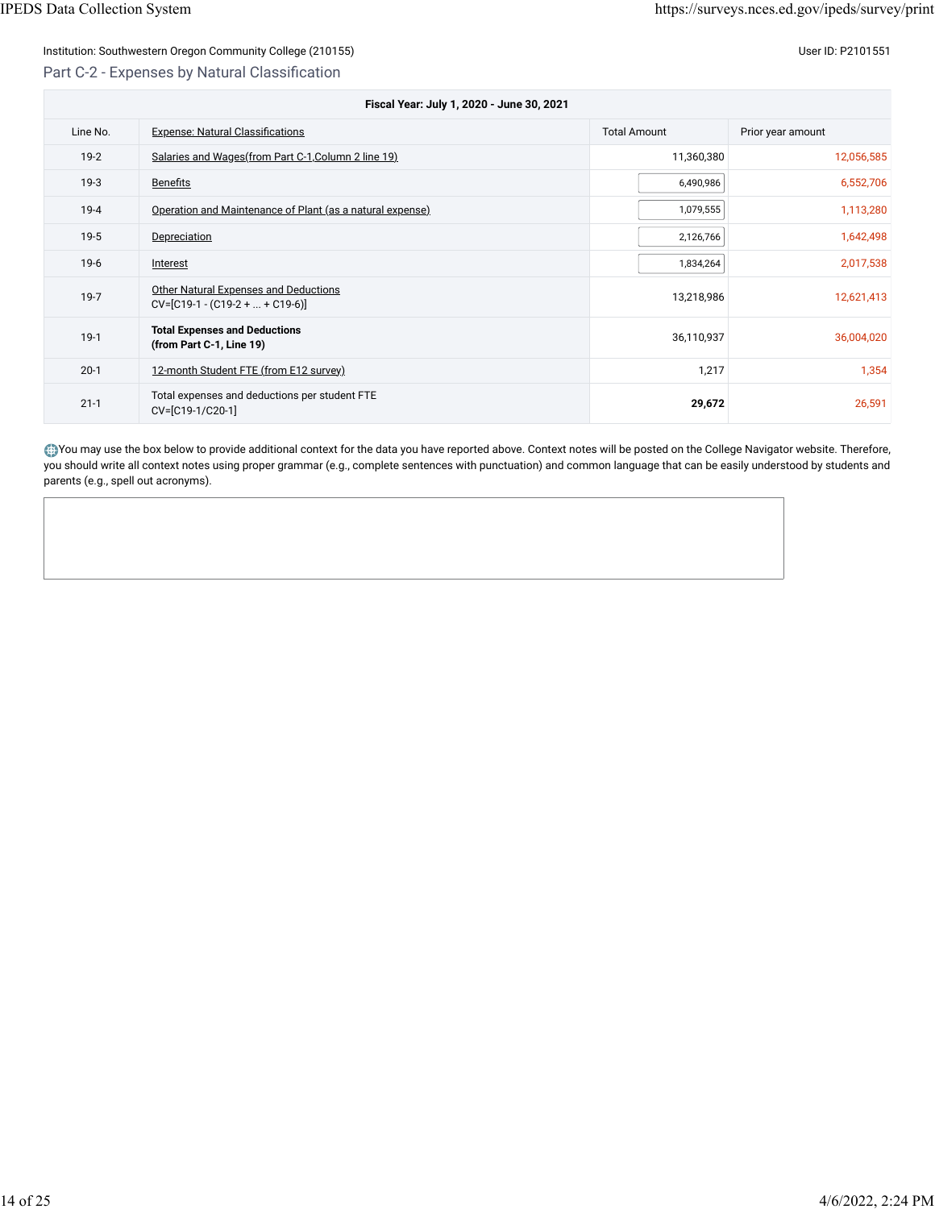Institution: Southwestern Oregon Community College (210155)

User ID: P2101551

## Part C-2 - Expenses by Natural Classification

| Fiscal Year: July 1, 2020 - June 30, 2021 | | | |
|---|---|---|---|
| Line No. | Expense: Natural Classifications | Total Amount | Prior year amount |
| 19-2 | Salaries and Wages(from Part C-1,Column 2 line 19) | 11,360,380 | 12,056,585 |
| 19-3 | Benefits | 6,490,986 | 6,552,706 |
| 19-4 | Operation and Maintenance of Plant (as a natural expense) | 1,079,555 | 1,113,280 |
| 19-5 | Depreciation | 2,126,766 | 1,642,498 |
| 19-6 | Interest | 1,834,264 | 2,017,538 |
| 19-7 | Other Natural Expenses and Deductions CV=[C19-1 - (C19-2 + ... + C19-6)] | 13,218,986 | 12,621,413 |
| 19-1 | **Total Expenses and Deductions (from Part C-1, Line 19)** | 36,110,937 | 36,004,020 |
| 20-1 | 12-month Student FTE (from E12 survey) | 1,217 | 1,354 |
| 21-1 | Total expenses and deductions per student FTE CV=[C19-1/C20-1] | **29,672** | 26,591 |

You may use the box below to provide additional context for the data you have reported above. Context notes will be posted on the College Navigator website. Therefore, you should write all context notes using proper grammar (e.g., complete sentences with punctuation) and common language that can be easily understood by students and parents (e.g., spell out acronyms).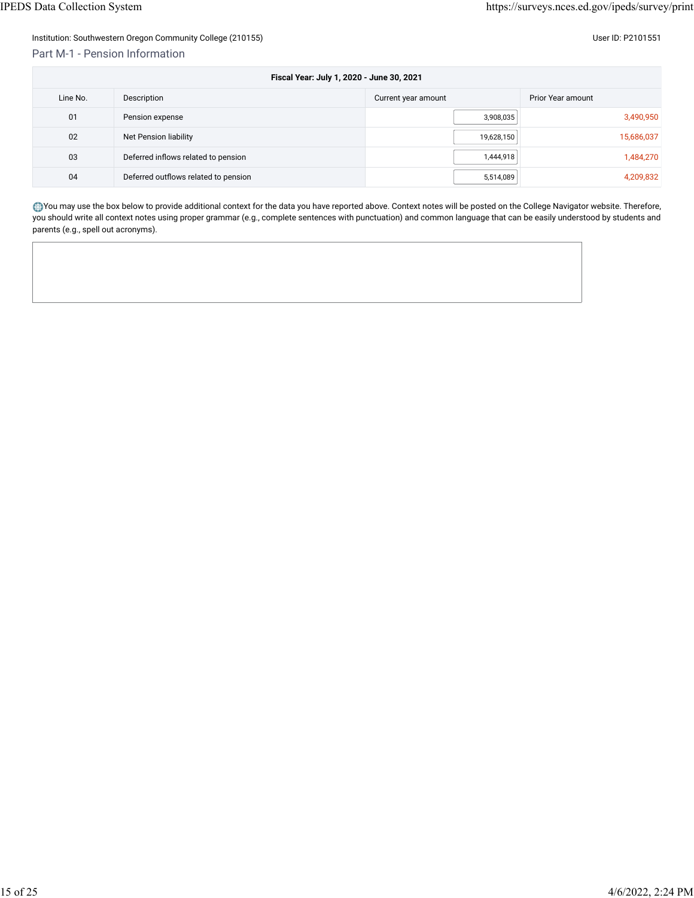Institution: Southwestern Oregon Community College (210155)

User ID: P2101551

## Part M-1 - Pension Information

| Fiscal Year: July 1, 2020 - June 30, 2021 | | | |
|---|---|---|---|
| Line No. | Description | Current year amount | Prior Year amount |
| 01 | Pension expense | 3,908,035 | 3,490,950 |
| 02 | Net Pension liability | 19,628,150 | 15,686,037 |
| 03 | Deferred inflows related to pension | 1,444,918 | 1,484,270 |
| 04 | Deferred outflows related to pension | 5,514,089 | 4,209,832 |

You may use the box below to provide additional context for the data you have reported above. Context notes will be posted on the College Navigator website. Therefore, you should write all context notes using proper grammar (e.g., complete sentences with punctuation) and common language that can be easily understood by students and parents (e.g., spell out acronyms).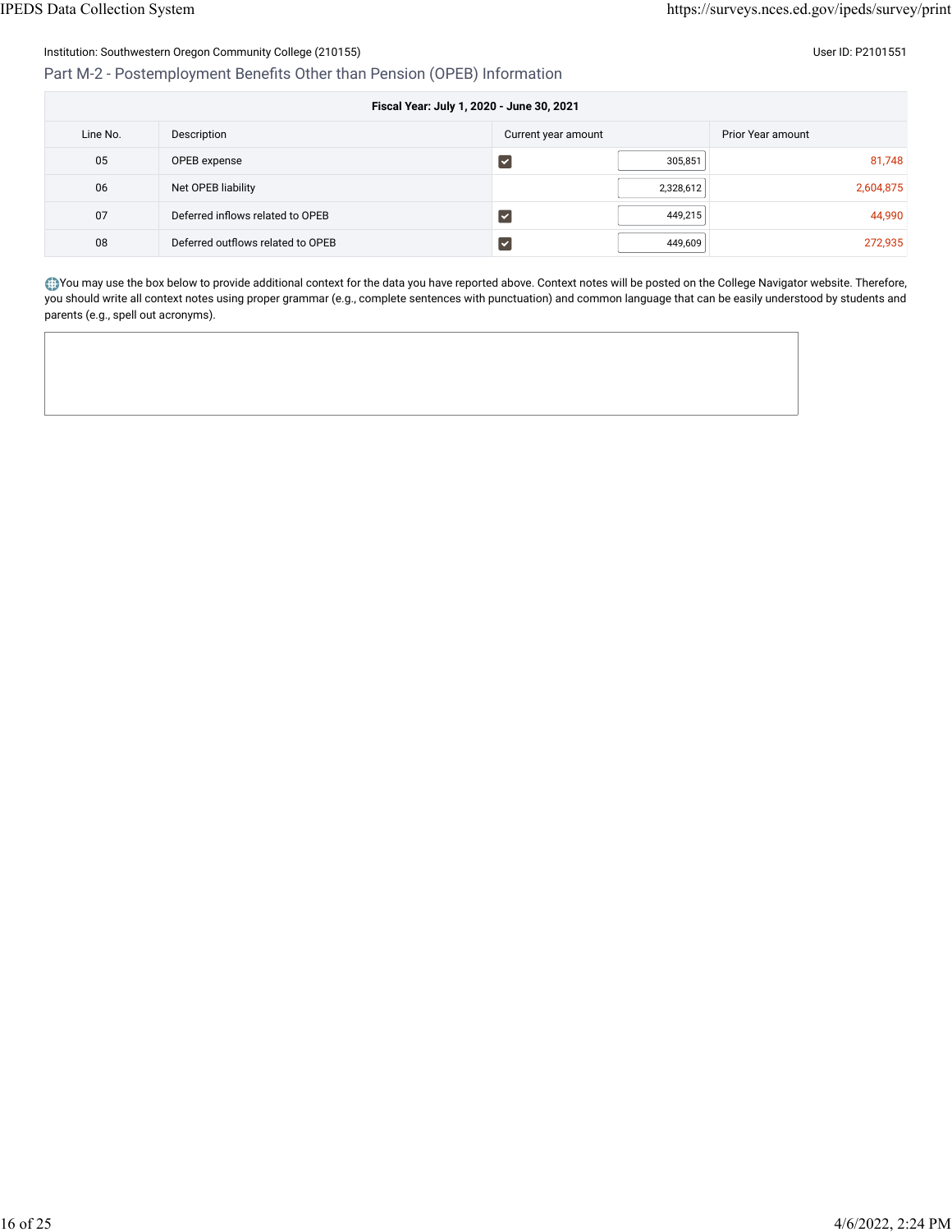Institution: Southwestern Oregon Community College (210155)

User ID: P2101551

## Part M-2 - Postemployment Benefits Other than Pension (OPEB) Information

| Fiscal Year: July 1, 2020 - June 30, 2021 | | | | |
|---|---|---|---|---|
| Line No. | Description | Current year amount | | Prior Year amount |
| 05 | OPEB expense | ☑ | 305,851 | 81,748 |
| 06 | Net OPEB liability | | 2,328,612 | 2,604,875 |
| 07 | Deferred inflows related to OPEB | ☑ | 449,215 | 44,990 |
| 08 | Deferred outflows related to OPEB | ☑ | 449,609 | 272,935 |

You may use the box below to provide additional context for the data you have reported above. Context notes will be posted on the College Navigator website. Therefore, you should write all context notes using proper grammar (e.g., complete sentences with punctuation) and common language that can be easily understood by students and parents (e.g., spell out acronyms).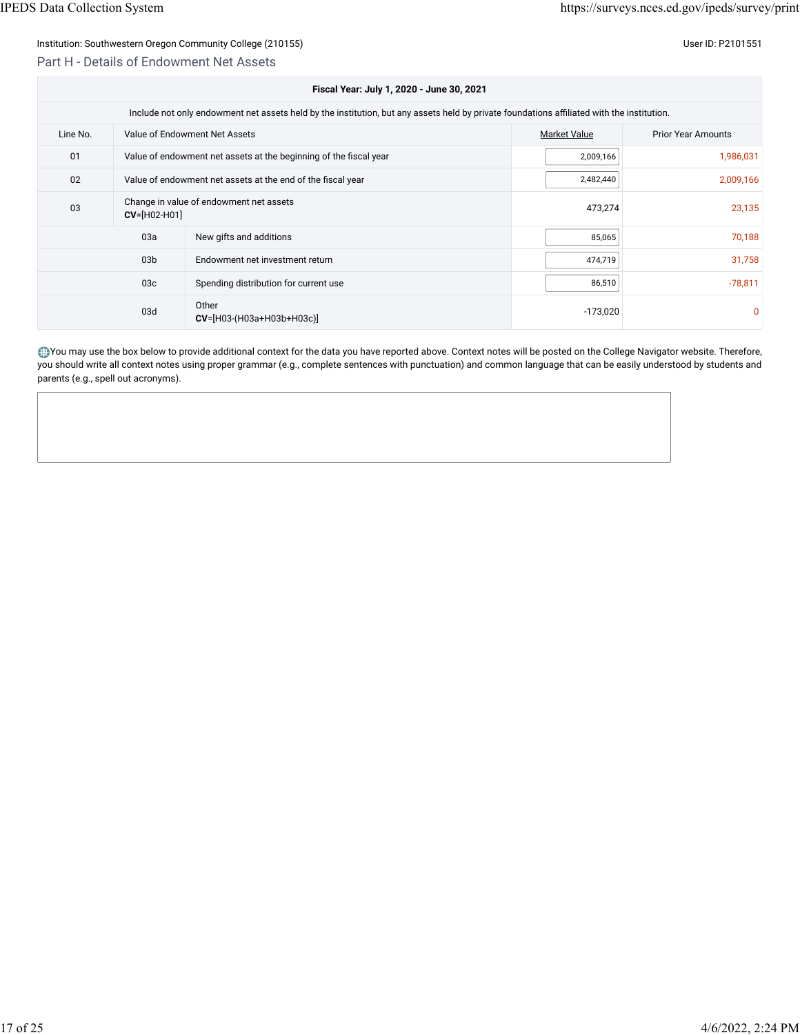Institution: Southwestern Oregon Community College (210155)

User ID: P2101551

## Part H - Details of Endowment Net Assets

| Fiscal Year: July 1, 2020 - June 30, 2021 | | | |
|---|---|---|---|
| Include not only endowment net assets held by the institution, but any assets held by private foundations affiliated with the institution. | | | |
| Line No. | Value of Endowment Net Assets | Market Value | Prior Year Amounts |
| 01 | Value of endowment net assets at the beginning of the fiscal year | 2,009,166 | 1,986,031 |
| 02 | Value of endowment net assets at the end of the fiscal year | 2,482,440 | 2,009,166 |
| 03 | Change in value of endowment net assets **CV**=[H02-H01] | 473,274 | 23,135 |
| 03a | New gifts and additions | 85,065 | 70,188 |
| 03b | Endowment net investment return | 474,719 | 31,758 |
| 03c | Spending distribution for current use | 86,510 | -78,811 |
| 03d | Other **CV**=[H03-(H03a+H03b+H03c)] | -173,020 | 0 |

You may use the box below to provide additional context for the data you have reported above. Context notes will be posted on the College Navigator website. Therefore, you should write all context notes using proper grammar (e.g., complete sentences with punctuation) and common language that can be easily understood by students and parents (e.g., spell out acronyms).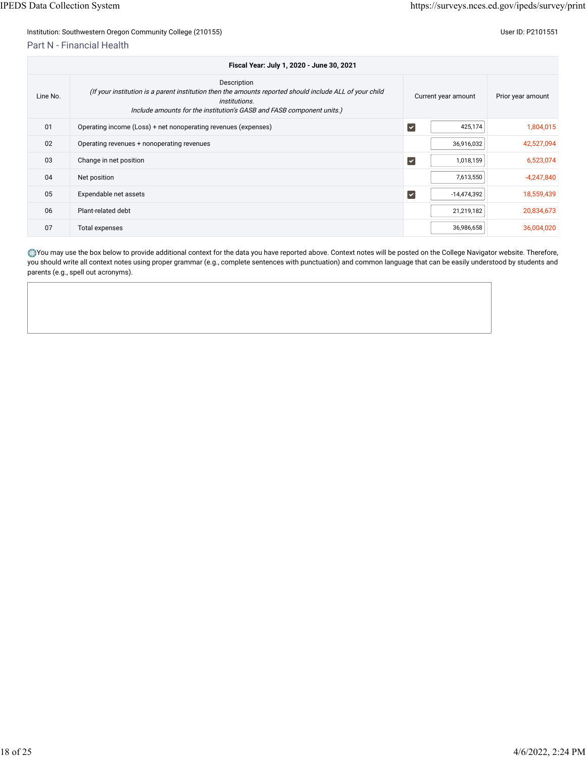Institution: Southwestern Oregon Community College (210155)

User ID: P2101551

## Part N - Financial Health

| Fiscal Year: July 1, 2020 - June 30, 2021 | | | |
|---|---|---|---|
| Line No. | Description<br>*(If your institution is a parent institution then the amounts reported should include ALL of your child institutions.<br>Include amounts for the institution's GASB and FASB component units.)* | Current year amount | Prior year amount |
| 01 | Operating income (Loss) + net nonoperating revenues (expenses) | 425,174 | 1,804,015 |
| 02 | Operating revenues + nonoperating revenues | 36,916,032 | 42,527,094 |
| 03 | Change in net position | 1,018,159 | 6,523,074 |
| 04 | Net position | 7,613,550 | -4,247,840 |
| 05 | Expendable net assets | -14,474,392 | 18,559,439 |
| 06 | Plant-related debt | 21,219,182 | 20,834,673 |
| 07 | Total expenses | 36,986,658 | 36,004,020 |

You may use the box below to provide additional context for the data you have reported above. Context notes will be posted on the College Navigator website. Therefore, you should write all context notes using proper grammar (e.g., complete sentences with punctuation) and common language that can be easily understood by students and parents (e.g., spell out acronyms).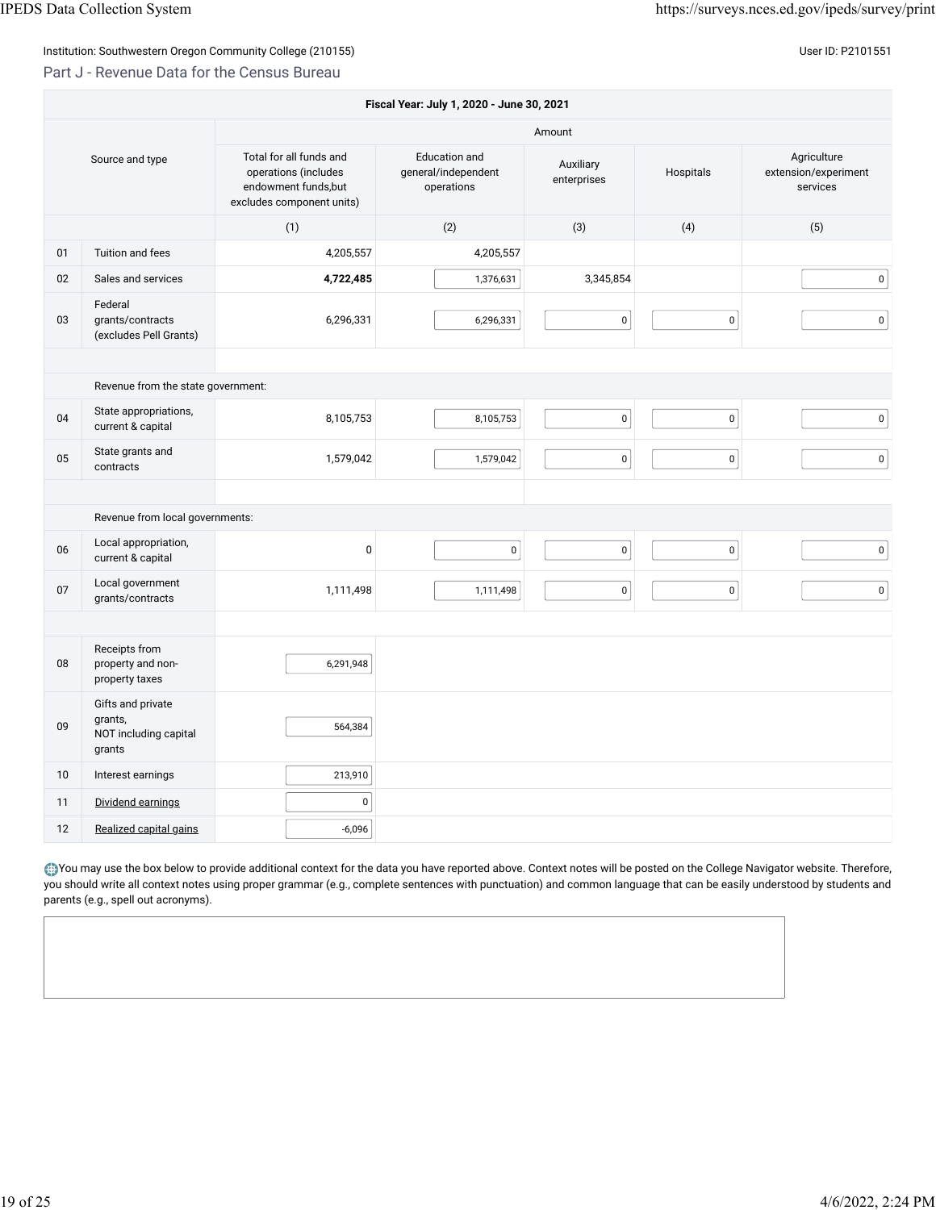Institution: Southwestern Oregon Community College (210155)

User ID: P2101551

## Part J - Revenue Data for the Census Bureau

| Fiscal Year: July 1, 2020 - June 30, 2021 | | | | | | |
|---|---|---|---|---|---|---|
| Source and type | | Amount | | | | |
| | | Total for all funds and operations (includes endowment funds,but excludes component units) | Education and general/independent operations | Auxiliary enterprises | Hospitals | Agriculture extension/experiment services |
| | | (1) | (2) | (3) | (4) | (5) |
| 01 | Tuition and fees | 4,205,557 | 4,205,557 | | | |
| 02 | Sales and services | **4,722,485** | 1,376,631 | 3,345,854 | | 0 |
| 03 | Federal grants/contracts (excludes Pell Grants) | 6,296,331 | 6,296,331 | 0 | 0 | 0 |
| | Revenue from the state government: | | | | | |
| 04 | State appropriations, current & capital | 8,105,753 | 8,105,753 | 0 | 0 | 0 |
| 05 | State grants and contracts | 1,579,042 | 1,579,042 | 0 | 0 | 0 |
| | Revenue from local governments: | | | | | |
| 06 | Local appropriation, current & capital | 0 | 0 | 0 | 0 | 0 |
| 07 | Local government grants/contracts | 1,111,498 | 1,111,498 | 0 | 0 | 0 |
| 08 | Receipts from property and non-property taxes | 6,291,948 | | | | |
| 09 | Gifts and private grants, NOT including capital grants | 564,384 | | | | |
| 10 | Interest earnings | 213,910 | | | | |
| 11 | Dividend earnings | 0 | | | | |
| 12 | Realized capital gains | -6,096 | | | | |

You may use the box below to provide additional context for the data you have reported above. Context notes will be posted on the College Navigator website. Therefore, you should write all context notes using proper grammar (e.g., complete sentences with punctuation) and common language that can be easily understood by students and parents (e.g., spell out acronyms).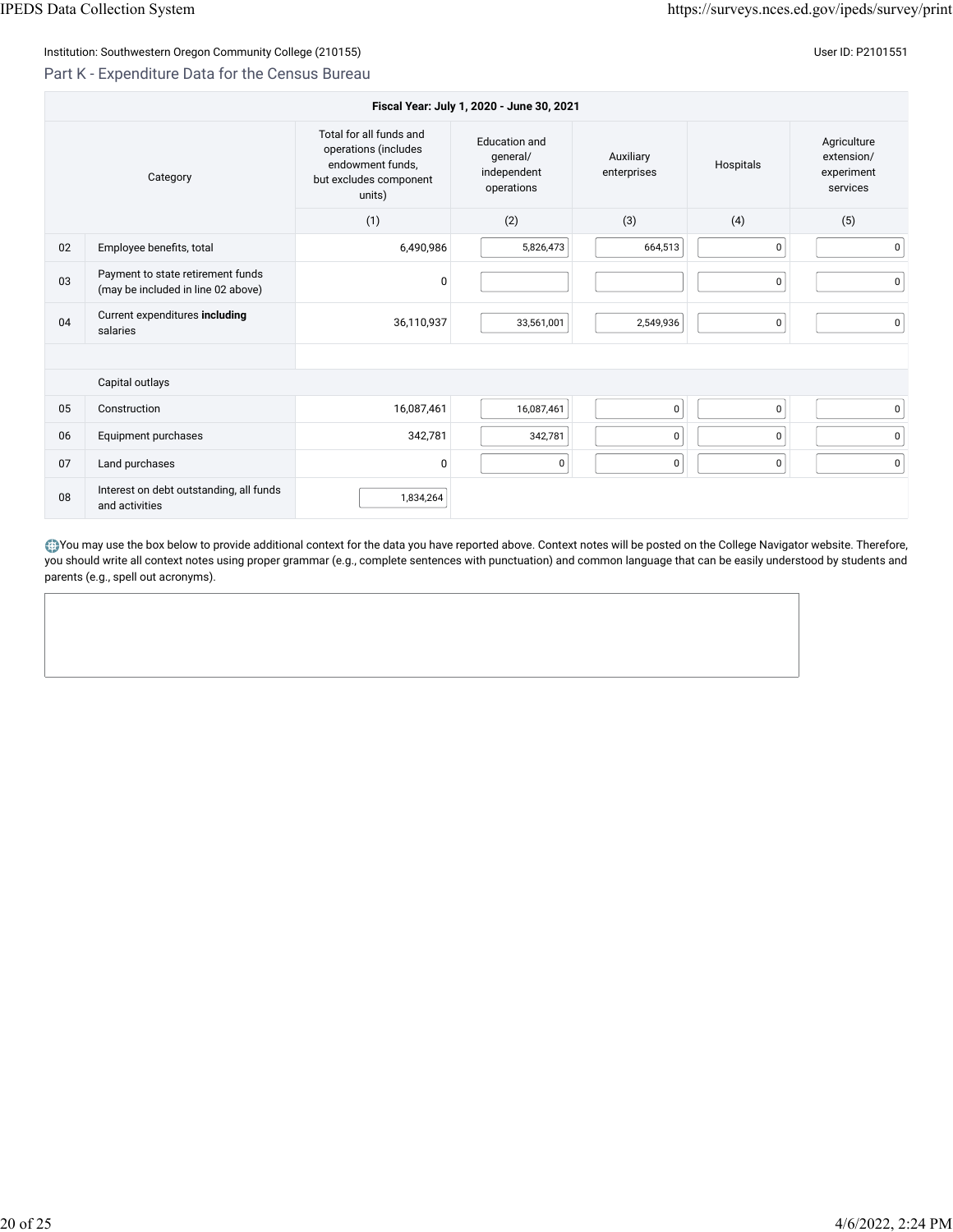Institution: Southwestern Oregon Community College (210155)

User ID: P2101551

## Part K - Expenditure Data for the Census Bureau

| Fiscal Year: July 1, 2020 - June 30, 2021 | | | | | | |
|---|---|---|---|---|---|---|
| | Category | Total for all funds and operations (includes endowment funds, but excludes component units) | Education and general/ independent operations | Auxiliary enterprises | Hospitals | Agriculture extension/ experiment services |
| | | (1) | (2) | (3) | (4) | (5) |
| 02 | Employee benefits, total | 6,490,986 | 5,826,473 | 664,513 | 0 | 0 |
| 03 | Payment to state retirement funds (may be included in line 02 above) | 0 | | | 0 | 0 |
| 04 | Current expenditures **including** salaries | 36,110,937 | 33,561,001 | 2,549,936 | 0 | 0 |
| | | | | | | |
| | Capital outlays | | | | | |
| 05 | Construction | 16,087,461 | 16,087,461 | 0 | 0 | 0 |
| 06 | Equipment purchases | 342,781 | 342,781 | 0 | 0 | 0 |
| 07 | Land purchases | 0 | 0 | 0 | 0 | 0 |
| 08 | Interest on debt outstanding, all funds and activities | 1,834,264 | | | | |

You may use the box below to provide additional context for the data you have reported above. Context notes will be posted on the College Navigator website. Therefore, you should write all context notes using proper grammar (e.g., complete sentences with punctuation) and common language that can be easily understood by students and parents (e.g., spell out acronyms).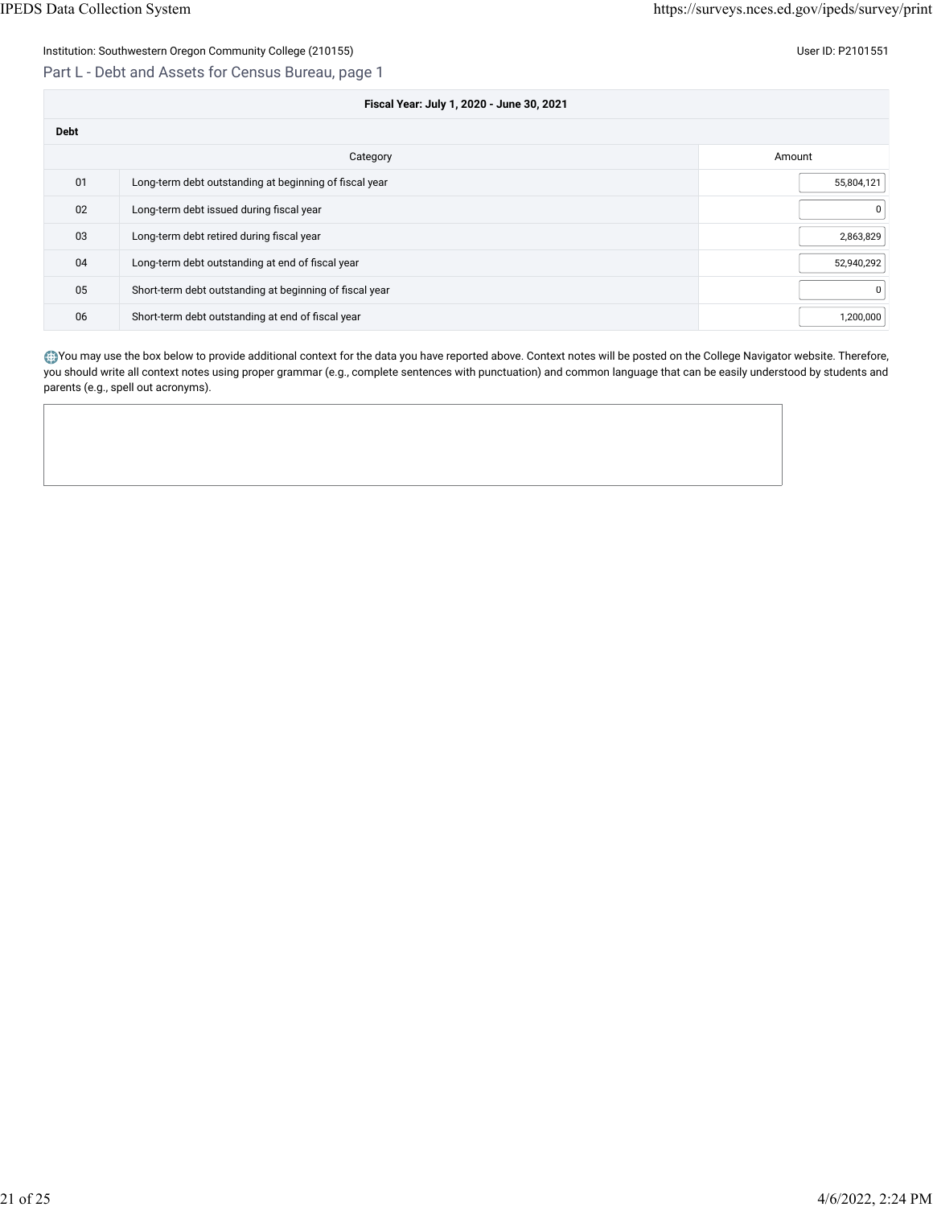Institution: Southwestern Oregon Community College (210155)

User ID: P2101551

## Part L - Debt and Assets for Census Bureau, page 1

| Fiscal Year: July 1, 2020 - June 30, 2021 | | |
|---|---|---|
| **Debt** | | |
| | Category | Amount |
| 01 | Long-term debt outstanding at beginning of fiscal year | 55,804,121 |
| 02 | Long-term debt issued during fiscal year | 0 |
| 03 | Long-term debt retired during fiscal year | 2,863,829 |
| 04 | Long-term debt outstanding at end of fiscal year | 52,940,292 |
| 05 | Short-term debt outstanding at beginning of fiscal year | 0 |
| 06 | Short-term debt outstanding at end of fiscal year | 1,200,000 |

You may use the box below to provide additional context for the data you have reported above. Context notes will be posted on the College Navigator website. Therefore, you should write all context notes using proper grammar (e.g., complete sentences with punctuation) and common language that can be easily understood by students and parents (e.g., spell out acronyms).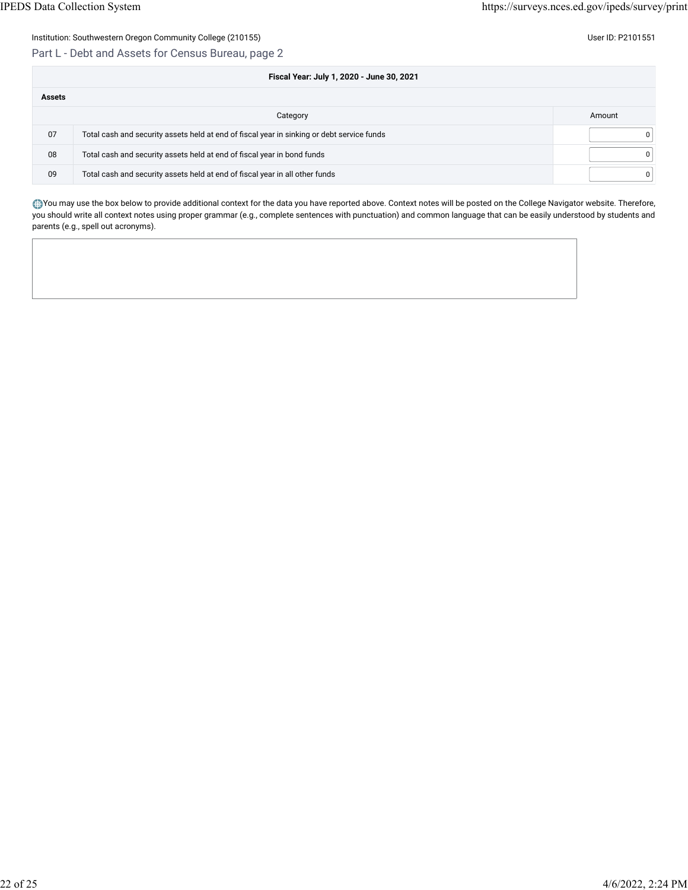Institution: Southwestern Oregon Community College (210155)

User ID: P2101551

## Part L - Debt and Assets for Census Bureau, page 2

| Fiscal Year: July 1, 2020 - June 30, 2021 | | |
|---|---|---|
| **Assets** | | |
| | Category | Amount |
| 07 | Total cash and security assets held at end of fiscal year in sinking or debt service funds | 0 |
| 08 | Total cash and security assets held at end of fiscal year in bond funds | 0 |
| 09 | Total cash and security assets held at end of fiscal year in all other funds | 0 |

You may use the box below to provide additional context for the data you have reported above. Context notes will be posted on the College Navigator website. Therefore, you should write all context notes using proper grammar (e.g., complete sentences with punctuation) and common language that can be easily understood by students and parents (e.g., spell out acronyms).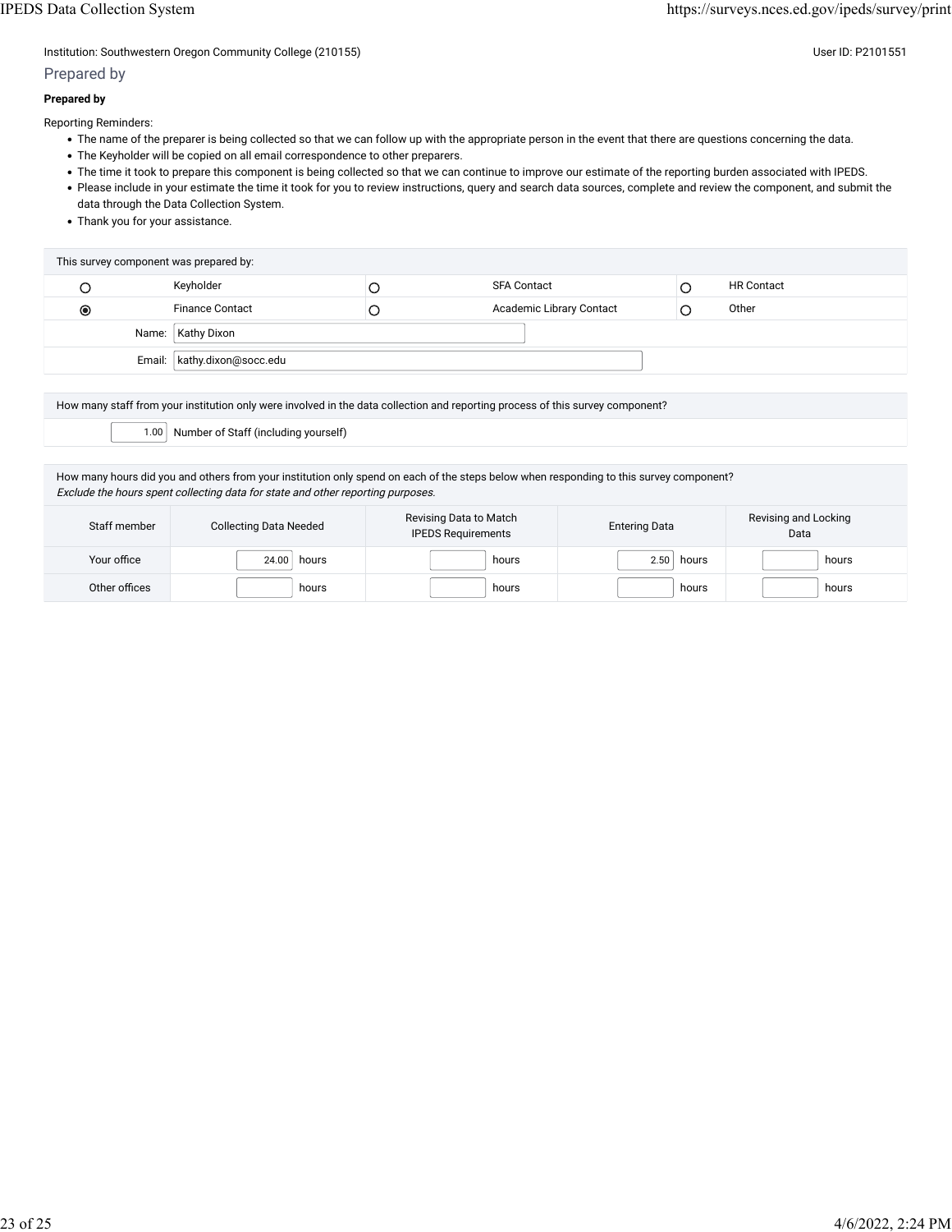Institution: Southwestern Oregon Community College (210155)

User ID: P2101551

## Prepared by

**Prepared by**

Reporting Reminders:

- The name of the preparer is being collected so that we can follow up with the appropriate person in the event that there are questions concerning the data.
- The Keyholder will be copied on all email correspondence to other preparers.
- The time it took to prepare this component is being collected so that we can continue to improve our estimate of the reporting burden associated with IPEDS.
- Please include in your estimate the time it took for you to review instructions, query and search data sources, complete and review the component, and submit the data through the Data Collection System.
- Thank you for your assistance.

| This survey component was prepared by: | | | | | |
|---|---|---|---|---|---|
| ○ | Keyholder | ○ | SFA Contact | ○ | HR Contact |
| ◉ | Finance Contact | ○ | Academic Library Contact | ○ | Other |
| Name: | Kathy Dixon | | | | |
| Email: | kathy.dixon@socc.edu | | | | |

How many staff from your institution only were involved in the data collection and reporting process of this survey component?

1.00 Number of Staff (including yourself)

How many hours did you and others from your institution only spend on each of the steps below when responding to this survey component?
*Exclude the hours spent collecting data for state and other reporting purposes.*

| Staff member | Collecting Data Needed | Revising Data to Match IPEDS Requirements | Entering Data | Revising and Locking Data |
|---|---|---|---|---|
| Your office | 24.00 hours | hours | 2.50 hours | hours |
| Other offices | hours | hours | hours | hours |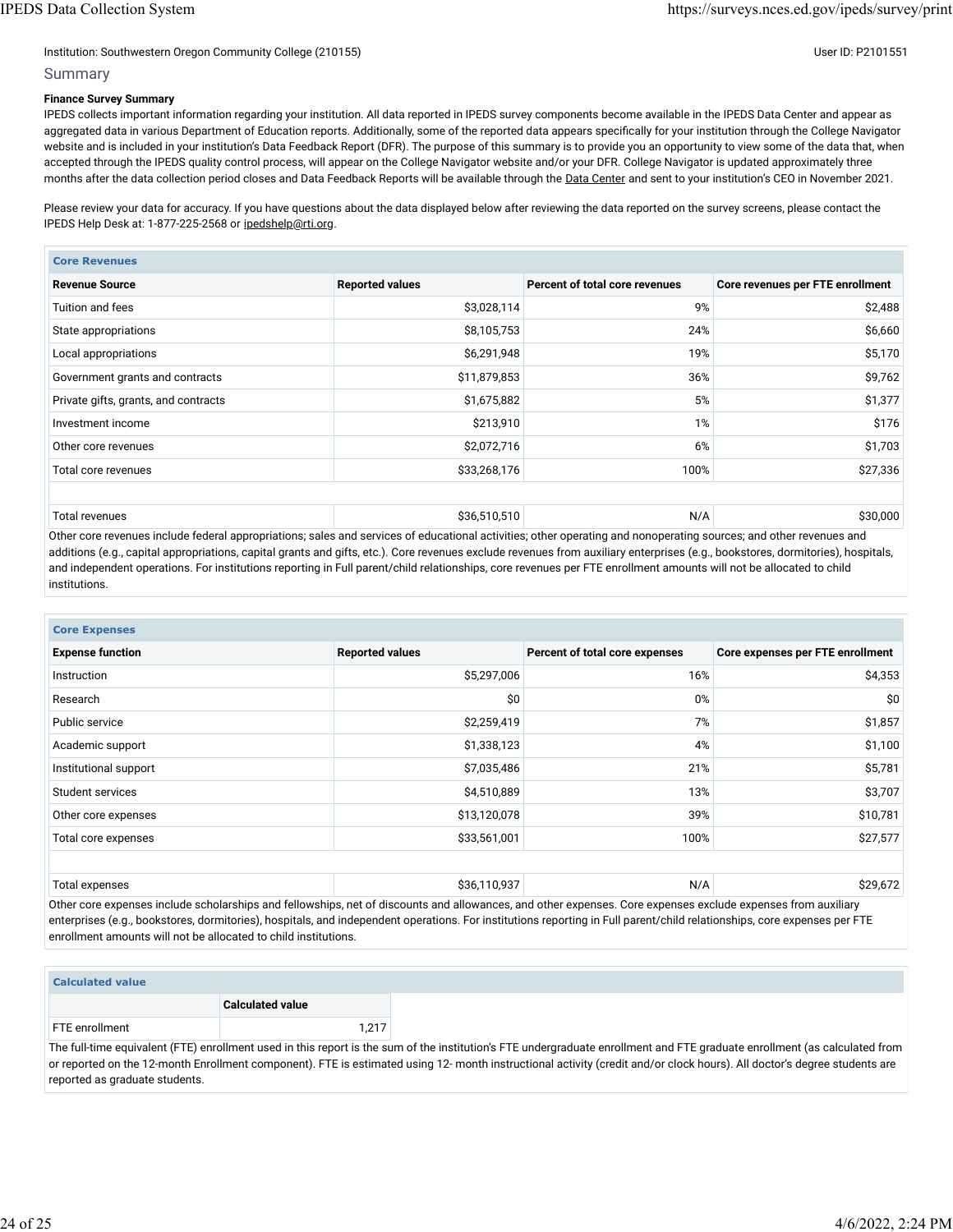Institution: Southwestern Oregon Community College (210155)

User ID: P2101551

## Summary

**Finance Survey Summary**

IPEDS collects important information regarding your institution. All data reported in IPEDS survey components become available in the IPEDS Data Center and appear as aggregated data in various Department of Education reports. Additionally, some of the reported data appears specifically for your institution through the College Navigator website and is included in your institution's Data Feedback Report (DFR). The purpose of this summary is to provide you an opportunity to view some of the data that, when accepted through the IPEDS quality control process, will appear on the College Navigator website and/or your DFR. College Navigator is updated approximately three months after the data collection period closes and Data Feedback Reports will be available through the Data Center and sent to your institution's CEO in November 2021.

Please review your data for accuracy. If you have questions about the data displayed below after reviewing the data reported on the survey screens, please contact the IPEDS Help Desk at: 1-877-225-2568 or ipedshelp@rti.org.

**Core Revenues**

| Revenue Source | Reported values | Percent of total core revenues | Core revenues per FTE enrollment |
|---|---|---|---|
| Tuition and fees | $3,028,114 | 9% | $2,488 |
| State appropriations | $8,105,753 | 24% | $6,660 |
| Local appropriations | $6,291,948 | 19% | $5,170 |
| Government grants and contracts | $11,879,853 | 36% | $9,762 |
| Private gifts, grants, and contracts | $1,675,882 | 5% | $1,377 |
| Investment income | $213,910 | 1% | $176 |
| Other core revenues | $2,072,716 | 6% | $1,703 |
| Total core revenues | $33,268,176 | 100% | $27,336 |
| | | | |
| Total revenues | $36,510,510 | N/A | $30,000 |

Other core revenues include federal appropriations; sales and services of educational activities; other operating and nonoperating sources; and other revenues and additions (e.g., capital appropriations, capital grants and gifts, etc.). Core revenues exclude revenues from auxiliary enterprises (e.g., bookstores, dormitories), hospitals, and independent operations. For institutions reporting in Full parent/child relationships, core revenues per FTE enrollment amounts will not be allocated to child institutions.

**Core Expenses**

| Expense function | Reported values | Percent of total core expenses | Core expenses per FTE enrollment |
|---|---|---|---|
| Instruction | $5,297,006 | 16% | $4,353 |
| Research | $0 | 0% | $0 |
| Public service | $2,259,419 | 7% | $1,857 |
| Academic support | $1,338,123 | 4% | $1,100 |
| Institutional support | $7,035,486 | 21% | $5,781 |
| Student services | $4,510,889 | 13% | $3,707 |
| Other core expenses | $13,120,078 | 39% | $10,781 |
| Total core expenses | $33,561,001 | 100% | $27,577 |
| | | | |
| Total expenses | $36,110,937 | N/A | $29,672 |

Other core expenses include scholarships and fellowships, net of discounts and allowances, and other expenses. Core expenses exclude expenses from auxiliary enterprises (e.g., bookstores, dormitories), hospitals, and independent operations. For institutions reporting in Full parent/child relationships, core expenses per FTE enrollment amounts will not be allocated to child institutions.

**Calculated value**

| | Calculated value |
|---|---|
| FTE enrollment | 1,217 |

The full-time equivalent (FTE) enrollment used in this report is the sum of the institution's FTE undergraduate enrollment and FTE graduate enrollment (as calculated from or reported on the 12-month Enrollment component). FTE is estimated using 12- month instructional activity (credit and/or clock hours). All doctor's degree students are reported as graduate students.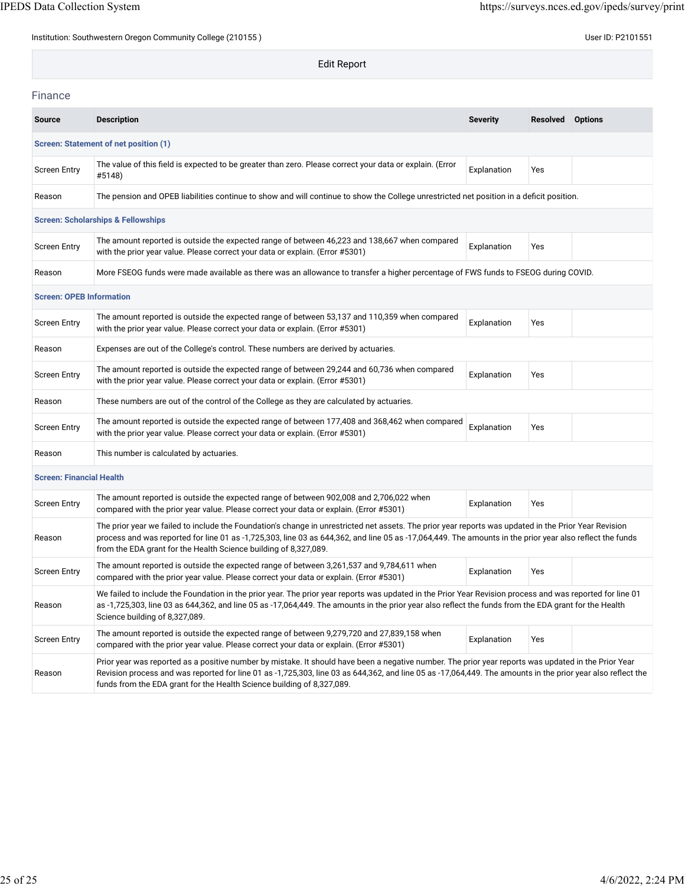Institution: Southwestern Oregon Community College (210155 )

User ID: P2101551

Edit Report

## Finance

| Source | Description | Severity | Resolved | Options |
| --- | --- | --- | --- | --- |
| **Screen: Statement of net position (1)** | | | | |
| Screen Entry | The value of this field is expected to be greater than zero. Please correct your data or explain. (Error #5148) | Explanation | Yes | |
| Reason | The pension and OPEB liabilities continue to show and will continue to show the College unrestricted net position in a deficit position. | | | |
| **Screen: Scholarships & Fellowships** | | | | |
| Screen Entry | The amount reported is outside the expected range of between 46,223 and 138,667 when compared with the prior year value. Please correct your data or explain. (Error #5301) | Explanation | Yes | |
| Reason | More FSEOG funds were made available as there was an allowance to transfer a higher percentage of FWS funds to FSEOG during COVID. | | | |
| **Screen: OPEB Information** | | | | |
| Screen Entry | The amount reported is outside the expected range of between 53,137 and 110,359 when compared with the prior year value. Please correct your data or explain. (Error #5301) | Explanation | Yes | |
| Reason | Expenses are out of the College's control. These numbers are derived by actuaries. | | | |
| Screen Entry | The amount reported is outside the expected range of between 29,244 and 60,736 when compared with the prior year value. Please correct your data or explain. (Error #5301) | Explanation | Yes | |
| Reason | These numbers are out of the control of the College as they are calculated by actuaries. | | | |
| Screen Entry | The amount reported is outside the expected range of between 177,408 and 368,462 when compared with the prior year value. Please correct your data or explain. (Error #5301) | Explanation | Yes | |
| Reason | This number is calculated by actuaries. | | | |
| **Screen: Financial Health** | | | | |
| Screen Entry | The amount reported is outside the expected range of between 902,008 and 2,706,022 when compared with the prior year value. Please correct your data or explain. (Error #5301) | Explanation | Yes | |
| Reason | The prior year we failed to include the Foundation's change in unrestricted net assets. The prior year reports was updated in the Prior Year Revision process and was reported for line 01 as -1,725,303, line 03 as 644,362, and line 05 as -17,064,449. The amounts in the prior year also reflect the funds from the EDA grant for the Health Science building of 8,327,089. | | | |
| Screen Entry | The amount reported is outside the expected range of between 3,261,537 and 9,784,611 when compared with the prior year value. Please correct your data or explain. (Error #5301) | Explanation | Yes | |
| Reason | We failed to include the Foundation in the prior year. The prior year reports was updated in the Prior Year Revision process and was reported for line 01 as -1,725,303, line 03 as 644,362, and line 05 as -17,064,449. The amounts in the prior year also reflect the funds from the EDA grant for the Health Science building of 8,327,089. | | | |
| Screen Entry | The amount reported is outside the expected range of between 9,279,720 and 27,839,158 when compared with the prior year value. Please correct your data or explain. (Error #5301) | Explanation | Yes | |
| Reason | Prior year was reported as a positive number by mistake. It should have been a negative number. The prior year reports was updated in the Prior Year Revision process and was reported for line 01 as -1,725,303, line 03 as 644,362, and line 05 as -17,064,449. The amounts in the prior year also reflect the funds from the EDA grant for the Health Science building of 8,327,089. | | | |